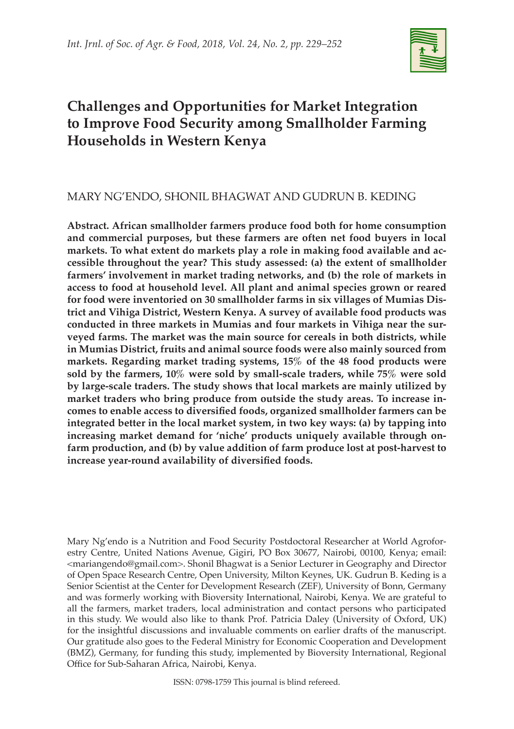# Challenges and Opportunities for Market Integration to Improve Food Security among Smallholder Farming Households in Western Kenya

MARY NG'ENDO, SHONIL BHAGWAT AND GUDRUN B. KEDING

**Abstract. African smallholder farmers produce food both for home consumption and commercial purposes, but these farmers are often net food buyers in local markets. To what extent do markets play a role in making food available and accessible throughout the year? This study assessed: (a) the extent of smallholder farmers' involvement in market trading networks, and (b) the role of markets in access to food at household level. All plant and animal species grown or reared for food were inventoried on 30 smallholder farms in six villages of Mumias District and Vihiga District, Western Kenya. A survey of available food products was conducted in three markets in Mumias and four markets in Vihiga near the surveyed farms. The market was the main source for cereals in both districts, while in Mumias District, fruits and animal source foods were also mainly sourced from markets. Regarding market trading systems, 15% of the 48 food products were sold by the farmers, 10% were sold by small-scale traders, while 75% were sold by large-scale traders. The study shows that local markets are mainly utilized by market traders who bring produce from outside the study areas. To increase incomes to enable access to diversified foods, organized smallholder farmers can be integrated better in the local market system, in two key ways: (a) by tapping into increasing market demand for 'niche' products uniquely available through on-farm production, and (b) by value addition of farm produce lost at post-harvest to increase year-round availability of diversified foods.**

Mary Ng'endo is a Nutrition and Food Security Postdoctoral Researcher at World Agroforestry Centre, United Nations Avenue, Gigiri, PO Box 30677, Nairobi, 00100, Kenya; email: <mariangendo@gmail.com>. Shonil Bhagwat is a Senior Lecturer in Geography and Director of Open Space Research Centre, Open University, Milton Keynes, UK. Gudrun B. Keding is a Senior Scientist at the Center for Development Research (ZEF), University of Bonn, Germany and was formerly working with Bioversity International, Nairobi, Kenya. We are grateful to all the farmers, market traders, local administration and contact persons who participated in this study. We would also like to thank Prof. Patricia Daley (University of Oxford, UK) for the insightful discussions and invaluable comments on earlier drafts of the manuscript. Our gratitude also goes to the Federal Ministry for Economic Cooperation and Development (BMZ), Germany, for funding this study, implemented by Bioversity International, Regional Office for Sub-Saharan Africa, Nairobi, Kenya.

ISSN: 0798-1759 This journal is blind refereed.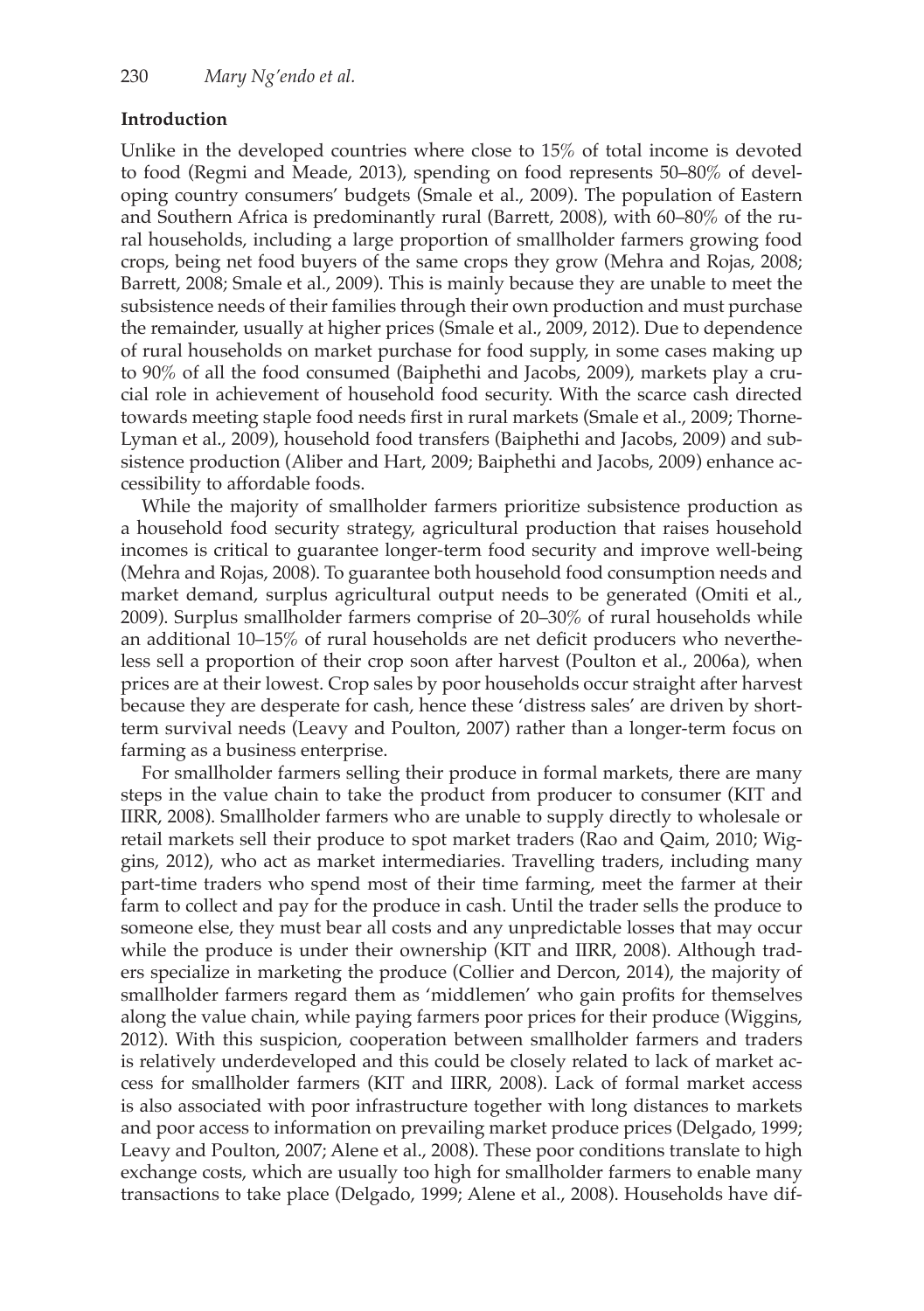## Introduction

Unlike in the developed countries where close to 15% of total income is devoted to food (Regmi and Meade, 2013), spending on food represents 50–80% of developing country consumers' budgets (Smale et al., 2009). The population of Eastern and Southern Africa is predominantly rural (Barrett, 2008), with 60–80% of the rural households, including a large proportion of smallholder farmers growing food crops, being net food buyers of the same crops they grow (Mehra and Rojas, 2008; Barrett, 2008; Smale et al., 2009). This is mainly because they are unable to meet the subsistence needs of their families through their own production and must purchase the remainder, usually at higher prices (Smale et al., 2009, 2012). Due to dependence of rural households on market purchase for food supply, in some cases making up to 90% of all the food consumed (Baiphethi and Jacobs, 2009), markets play a crucial role in achievement of household food security. With the scarce cash directed towards meeting staple food needs first in rural markets (Smale et al., 2009; Thorne-Lyman et al., 2009), household food transfers (Baiphethi and Jacobs, 2009) and subsistence production (Aliber and Hart, 2009; Baiphethi and Jacobs, 2009) enhance accessibility to affordable foods.

While the majority of smallholder farmers prioritize subsistence production as a household food security strategy, agricultural production that raises household incomes is critical to guarantee longer-term food security and improve well-being (Mehra and Rojas, 2008). To guarantee both household food consumption needs and market demand, surplus agricultural output needs to be generated (Omiti et al., 2009). Surplus smallholder farmers comprise of 20–30% of rural households while an additional 10–15% of rural households are net deficit producers who nevertheless sell a proportion of their crop soon after harvest (Poulton et al., 2006a), when prices are at their lowest. Crop sales by poor households occur straight after harvest because they are desperate for cash, hence these 'distress sales' are driven by short-term survival needs (Leavy and Poulton, 2007) rather than a longer-term focus on farming as a business enterprise.

For smallholder farmers selling their produce in formal markets, there are many steps in the value chain to take the product from producer to consumer (KIT and IIRR, 2008). Smallholder farmers who are unable to supply directly to wholesale or retail markets sell their produce to spot market traders (Rao and Qaim, 2010; Wiggins, 2012), who act as market intermediaries. Travelling traders, including many part-time traders who spend most of their time farming, meet the farmer at their farm to collect and pay for the produce in cash. Until the trader sells the produce to someone else, they must bear all costs and any unpredictable losses that may occur while the produce is under their ownership (KIT and IIRR, 2008). Although traders specialize in marketing the produce (Collier and Dercon, 2014), the majority of smallholder farmers regard them as 'middlemen' who gain profits for themselves along the value chain, while paying farmers poor prices for their produce (Wiggins, 2012). With this suspicion, cooperation between smallholder farmers and traders is relatively underdeveloped and this could be closely related to lack of market access for smallholder farmers (KIT and IIRR, 2008). Lack of formal market access is also associated with poor infrastructure together with long distances to markets and poor access to information on prevailing market produce prices (Delgado, 1999; Leavy and Poulton, 2007; Alene et al., 2008). These poor conditions translate to high exchange costs, which are usually too high for smallholder farmers to enable many transactions to take place (Delgado, 1999; Alene et al., 2008). Households have dif-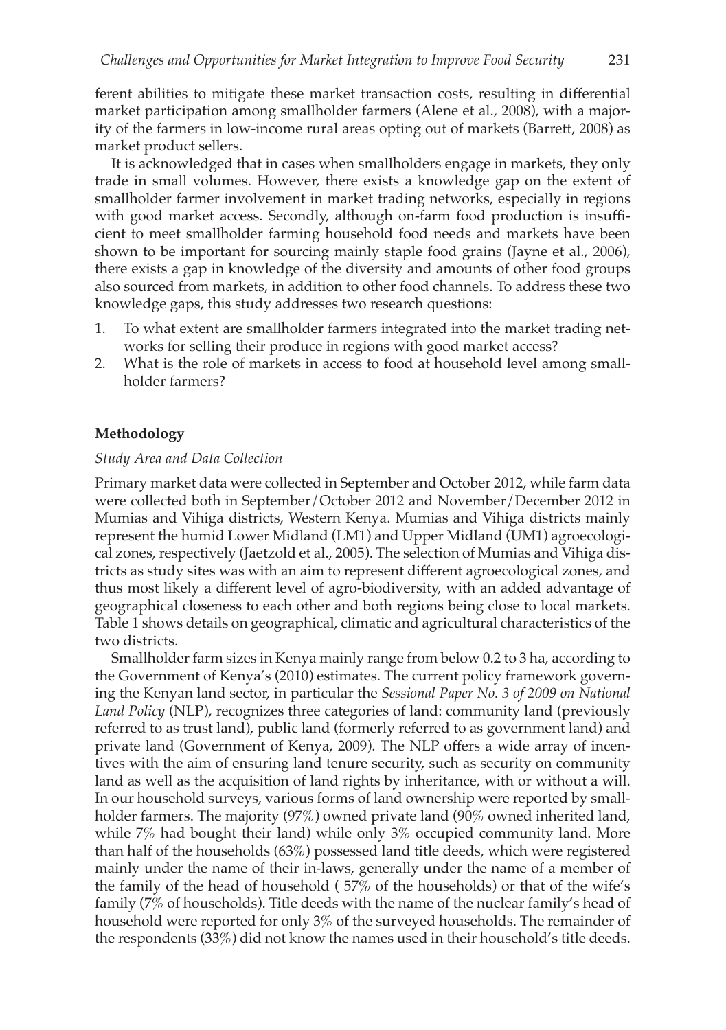ferent abilities to mitigate these market transaction costs, resulting in differential market participation among smallholder farmers (Alene et al., 2008), with a majority of the farmers in low-income rural areas opting out of markets (Barrett, 2008) as market product sellers.

It is acknowledged that in cases when smallholders engage in markets, they only trade in small volumes. However, there exists a knowledge gap on the extent of smallholder farmer involvement in market trading networks, especially in regions with good market access. Secondly, although on-farm food production is insufficient to meet smallholder farming household food needs and markets have been shown to be important for sourcing mainly staple food grains (Jayne et al., 2006), there exists a gap in knowledge of the diversity and amounts of other food groups also sourced from markets, in addition to other food channels. To address these two knowledge gaps, this study addresses two research questions:

1. To what extent are smallholder farmers integrated into the market trading networks for selling their produce in regions with good market access?
2. What is the role of markets in access to food at household level among smallholder farmers?

## Methodology

### *Study Area and Data Collection*

Primary market data were collected in September and October 2012, while farm data were collected both in September/October 2012 and November/December 2012 in Mumias and Vihiga districts, Western Kenya. Mumias and Vihiga districts mainly represent the humid Lower Midland (LM1) and Upper Midland (UM1) agroecological zones, respectively (Jaetzold et al., 2005). The selection of Mumias and Vihiga districts as study sites was with an aim to represent different agroecological zones, and thus most likely a different level of agro-biodiversity, with an added advantage of geographical closeness to each other and both regions being close to local markets. Table 1 shows details on geographical, climatic and agricultural characteristics of the two districts.

Smallholder farm sizes in Kenya mainly range from below 0.2 to 3 ha, according to the Government of Kenya's (2010) estimates. The current policy framework governing the Kenyan land sector, in particular the *Sessional Paper No. 3 of 2009 on National Land Policy* (NLP), recognizes three categories of land: community land (previously referred to as trust land), public land (formerly referred to as government land) and private land (Government of Kenya, 2009). The NLP offers a wide array of incentives with the aim of ensuring land tenure security, such as security on community land as well as the acquisition of land rights by inheritance, with or without a will. In our household surveys, various forms of land ownership were reported by smallholder farmers. The majority (97%) owned private land (90% owned inherited land, while 7% had bought their land) while only 3% occupied community land. More than half of the households (63%) possessed land title deeds, which were registered mainly under the name of their in-laws, generally under the name of a member of the family of the head of household ( 57% of the households) or that of the wife's family (7% of households). Title deeds with the name of the nuclear family's head of household were reported for only 3% of the surveyed households. The remainder of the respondents (33%) did not know the names used in their household's title deeds.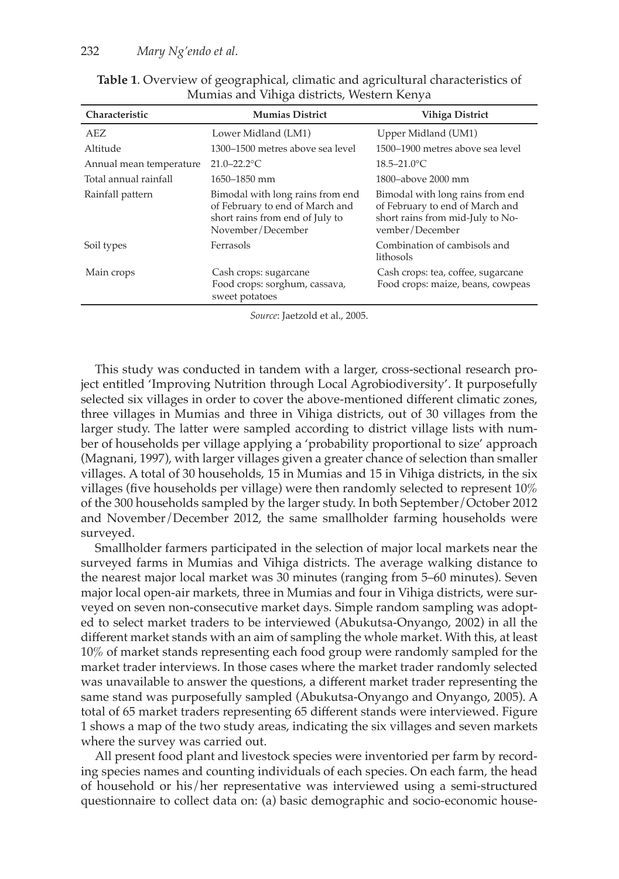**Table 1**. Overview of geographical, climatic and agricultural characteristics of Mumias and Vihiga districts, Western Kenya

| Characteristic | Mumias District | Vihiga District |
|---|---|---|
| AEZ | Lower Midland (LM1) | Upper Midland (UM1) |
| Altitude | 1300–1500 metres above sea level | 1500–1900 metres above sea level |
| Annual mean temperature | 21.0–22.2°C | 18.5–21.0°C |
| Total annual rainfall | 1650–1850 mm | 1800–above 2000 mm |
| Rainfall pattern | Bimodal with long rains from end of February to end of March and short rains from end of July to November/December | Bimodal with long rains from end of February to end of March and short rains from mid-July to November/December |
| Soil types | Ferrasols | Combination of cambisols and lithosols |
| Main crops | Cash crops: sugarcane<br>Food crops: sorghum, cassava, sweet potatoes | Cash crops: tea, coffee, sugarcane<br>Food crops: maize, beans, cowpeas |

*Source*: Jaetzold et al., 2005.

This study was conducted in tandem with a larger, cross-sectional research project entitled 'Improving Nutrition through Local Agrobiodiversity'. It purposefully selected six villages in order to cover the above-mentioned different climatic zones, three villages in Mumias and three in Vihiga districts, out of 30 villages from the larger study. The latter were sampled according to district village lists with number of households per village applying a 'probability proportional to size' approach (Magnani, 1997), with larger villages given a greater chance of selection than smaller villages. A total of 30 households, 15 in Mumias and 15 in Vihiga districts, in the six villages (five households per village) were then randomly selected to represent 10% of the 300 households sampled by the larger study. In both September/October 2012 and November/December 2012, the same smallholder farming households were surveyed.

Smallholder farmers participated in the selection of major local markets near the surveyed farms in Mumias and Vihiga districts. The average walking distance to the nearest major local market was 30 minutes (ranging from 5–60 minutes). Seven major local open-air markets, three in Mumias and four in Vihiga districts, were surveyed on seven non-consecutive market days. Simple random sampling was adopted to select market traders to be interviewed (Abukutsa-Onyango, 2002) in all the different market stands with an aim of sampling the whole market. With this, at least 10% of market stands representing each food group were randomly sampled for the market trader interviews. In those cases where the market trader randomly selected was unavailable to answer the questions, a different market trader representing the same stand was purposefully sampled (Abukutsa-Onyango and Onyango, 2005). A total of 65 market traders representing 65 different stands were interviewed. Figure 1 shows a map of the two study areas, indicating the six villages and seven markets where the survey was carried out.

All present food plant and livestock species were inventoried per farm by recording species names and counting individuals of each species. On each farm, the head of household or his/her representative was interviewed using a semi-structured questionnaire to collect data on: (a) basic demographic and socio-economic house-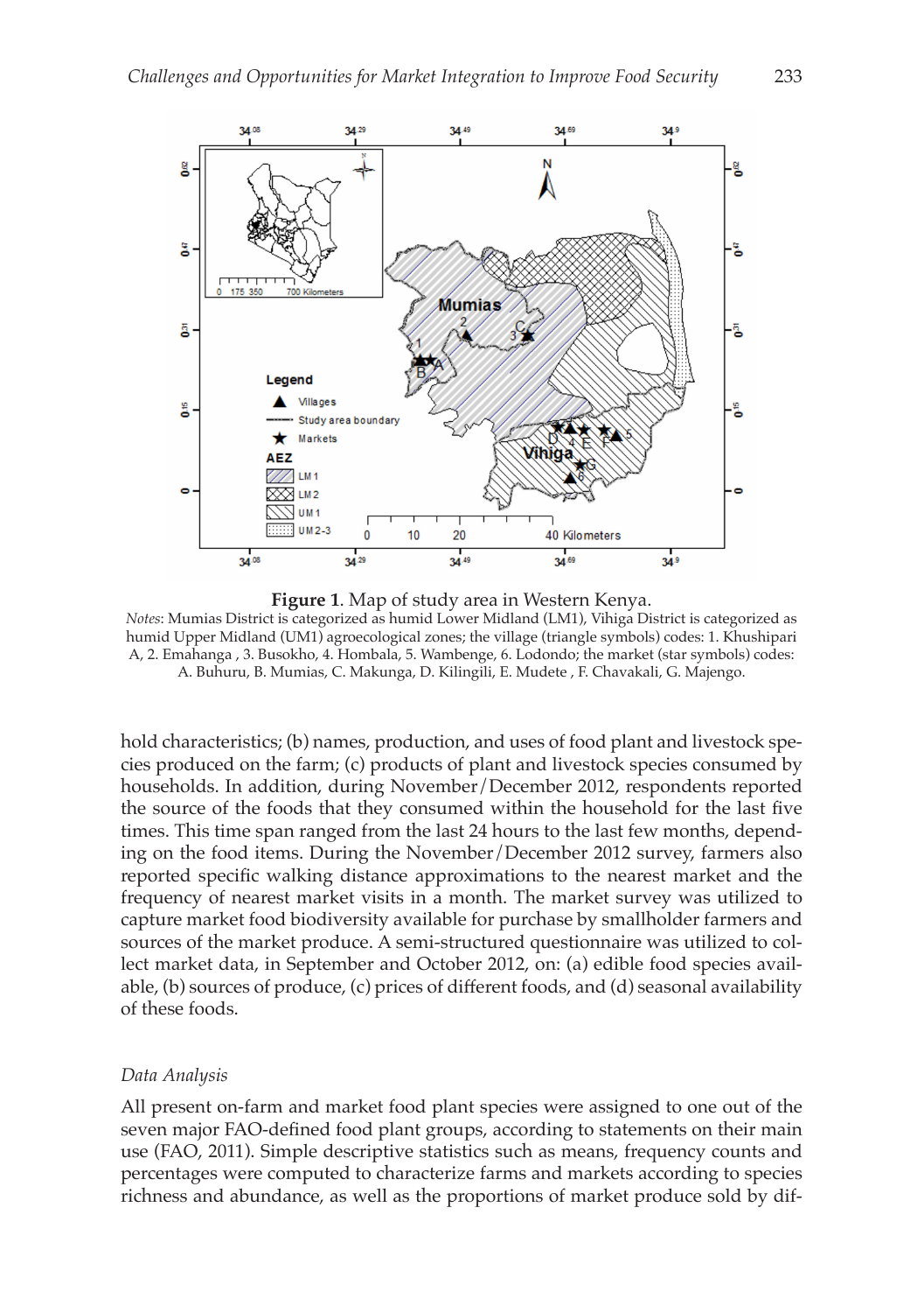**Figure 1**. Map of study area in Western Kenya.

*Notes*: Mumias District is categorized as humid Lower Midland (LM1), Vihiga District is categorized as humid Upper Midland (UM1) agroecological zones; the village (triangle symbols) codes: 1. Khushipari A, 2. Emahanga , 3. Busokho, 4. Hombala, 5. Wambenge, 6. Lodondo; the market (star symbols) codes: A. Buhuru, B. Mumias, C. Makunga, D. Kilingili, E. Mudete , F. Chavakali, G. Majengo.

hold characteristics; (b) names, production, and uses of food plant and livestock species produced on the farm; (c) products of plant and livestock species consumed by households. In addition, during November/December 2012, respondents reported the source of the foods that they consumed within the household for the last five times. This time span ranged from the last 24 hours to the last few months, depending on the food items. During the November/December 2012 survey, farmers also reported specific walking distance approximations to the nearest market and the frequency of nearest market visits in a month. The market survey was utilized to capture market food biodiversity available for purchase by smallholder farmers and sources of the market produce. A semi-structured questionnaire was utilized to collect market data, in September and October 2012, on: (a) edible food species available, (b) sources of produce, (c) prices of different foods, and (d) seasonal availability of these foods.

### *Data Analysis*

All present on-farm and market food plant species were assigned to one out of the seven major FAO-defined food plant groups, according to statements on their main use (FAO, 2011). Simple descriptive statistics such as means, frequency counts and percentages were computed to characterize farms and markets according to species richness and abundance, as well as the proportions of market produce sold by dif-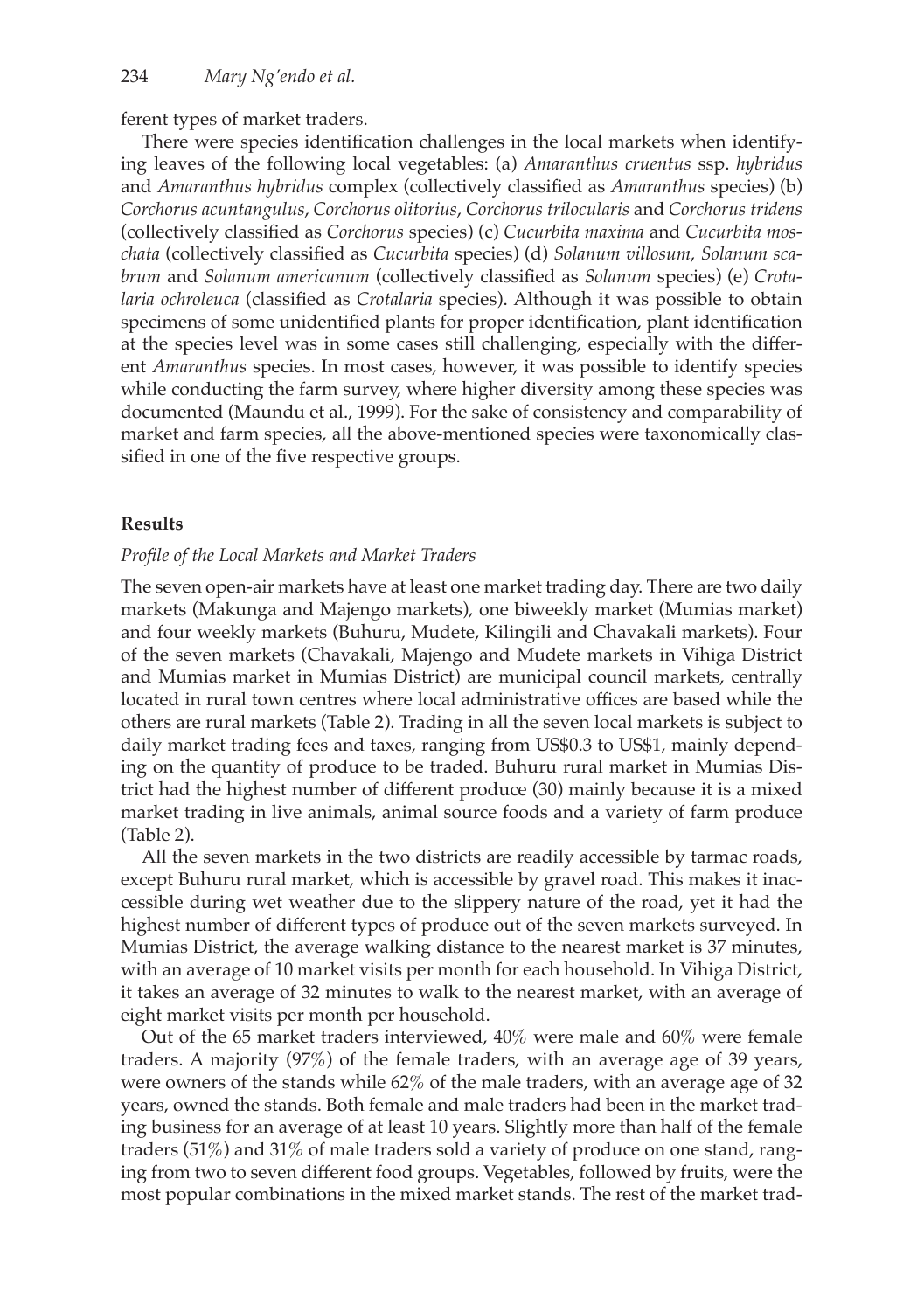ferent types of market traders.

There were species identification challenges in the local markets when identifying leaves of the following local vegetables: (a) *Amaranthus cruentus* ssp. *hybridus* and *Amaranthus hybridus* complex (collectively classified as *Amaranthus* species) (b) *Corchorus acuntangulus*, *Corchorus olitorius*, *Corchorus trilocularis* and *Corchorus tridens* (collectively classified as *Corchorus* species) (c) *Cucurbita maxima* and *Cucurbita moschata* (collectively classified as *Cucurbita* species) (d) *Solanum villosum*, *Solanum scabrum* and *Solanum americanum* (collectively classified as *Solanum* species) (e) *Crotalaria ochroleuca* (classified as *Crotalaria* species). Although it was possible to obtain specimens of some unidentified plants for proper identification, plant identification at the species level was in some cases still challenging, especially with the different *Amaranthus* species. In most cases, however, it was possible to identify species while conducting the farm survey, where higher diversity among these species was documented (Maundu et al., 1999). For the sake of consistency and comparability of market and farm species, all the above-mentioned species were taxonomically classified in one of the five respective groups.

## Results

### *Profile of the Local Markets and Market Traders*

The seven open-air markets have at least one market trading day. There are two daily markets (Makunga and Majengo markets), one biweekly market (Mumias market) and four weekly markets (Buhuru, Mudete, Kilingili and Chavakali markets). Four of the seven markets (Chavakali, Majengo and Mudete markets in Vihiga District and Mumias market in Mumias District) are municipal council markets, centrally located in rural town centres where local administrative offices are based while the others are rural markets (Table 2). Trading in all the seven local markets is subject to daily market trading fees and taxes, ranging from US$0.3 to US$1, mainly depending on the quantity of produce to be traded. Buhuru rural market in Mumias District had the highest number of different produce (30) mainly because it is a mixed market trading in live animals, animal source foods and a variety of farm produce (Table 2).

All the seven markets in the two districts are readily accessible by tarmac roads, except Buhuru rural market, which is accessible by gravel road. This makes it inaccessible during wet weather due to the slippery nature of the road, yet it had the highest number of different types of produce out of the seven markets surveyed. In Mumias District, the average walking distance to the nearest market is 37 minutes, with an average of 10 market visits per month for each household. In Vihiga District, it takes an average of 32 minutes to walk to the nearest market, with an average of eight market visits per month per household.

Out of the 65 market traders interviewed, 40% were male and 60% were female traders. A majority (97%) of the female traders, with an average age of 39 years, were owners of the stands while 62% of the male traders, with an average age of 32 years, owned the stands. Both female and male traders had been in the market trading business for an average of at least 10 years. Slightly more than half of the female traders (51%) and 31% of male traders sold a variety of produce on one stand, ranging from two to seven different food groups. Vegetables, followed by fruits, were the most popular combinations in the mixed market stands. The rest of the market trad-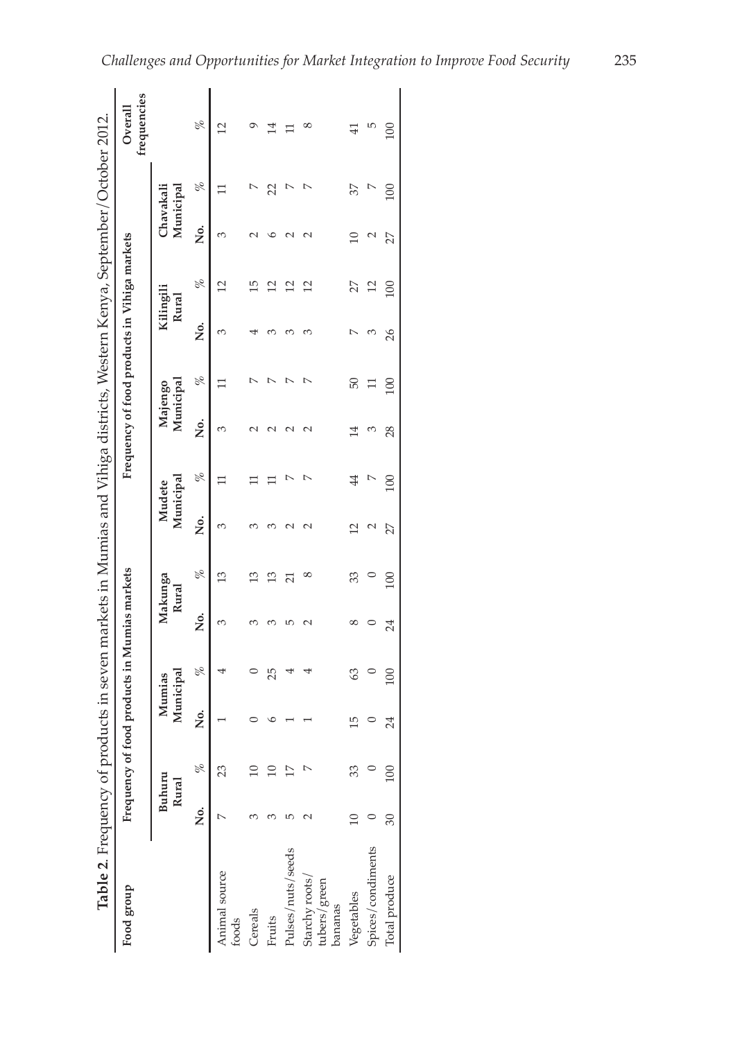**Table 2**. Frequency of products in seven markets in Mumias and Vihiga districts, Western Kenya, September/October 2012.

| Food group | Frequency of food products in Mumias markets | | | | | | Frequency of food products in Vihiga markets | | | | | | | | Overall frequencies |
|---|---|---|---|---|---|---|---|---|---|---|---|---|---|---|---|
| | Buhuru Rural | | Mumias Municipal | | Makunga Rural | | Mudete Municipal | | Majengo Municipal | | Kilingili Rural | | Chavakali Municipal | | |
| | No. | % | No. | % | No. | % | No. | % | No. | % | No. | % | No. | % | % |
| Animal source foods | 7 | 23 | 1 | 4 | 3 | 13 | 3 | 11 | 3 | 11 | 3 | 12 | 3 | 11 | 12 |
| Cereals | 3 | 10 | 0 | 0 | 3 | 13 | 3 | 11 | 2 | 7 | 4 | 15 | 2 | 7 | 9 |
| Fruits | 3 | 10 | 6 | 25 | 3 | 13 | 3 | 11 | 2 | 7 | 3 | 12 | 6 | 22 | 14 |
| Pulses/nuts/seeds | 5 | 17 | 1 | 4 | 5 | 21 | 2 | 7 | 2 | 7 | 3 | 12 | 2 | 7 | 11 |
| Starchy roots/ tubers/green bananas | 2 | 7 | 1 | 4 | 2 | 8 | 2 | 7 | 2 | 7 | 3 | 12 | 2 | 7 | 8 |
| Vegetables | 10 | 33 | 15 | 63 | 8 | 33 | 12 | 44 | 14 | 50 | 7 | 27 | 10 | 37 | 41 |
| Spices/condiments | 0 | 0 | 0 | 0 | 0 | 0 | 2 | 7 | 3 | 11 | 3 | 12 | 2 | 7 | 5 |
| Total produce | 30 | 100 | 24 | 100 | 24 | 100 | 27 | 100 | 28 | 100 | 26 | 100 | 27 | 100 | 100 |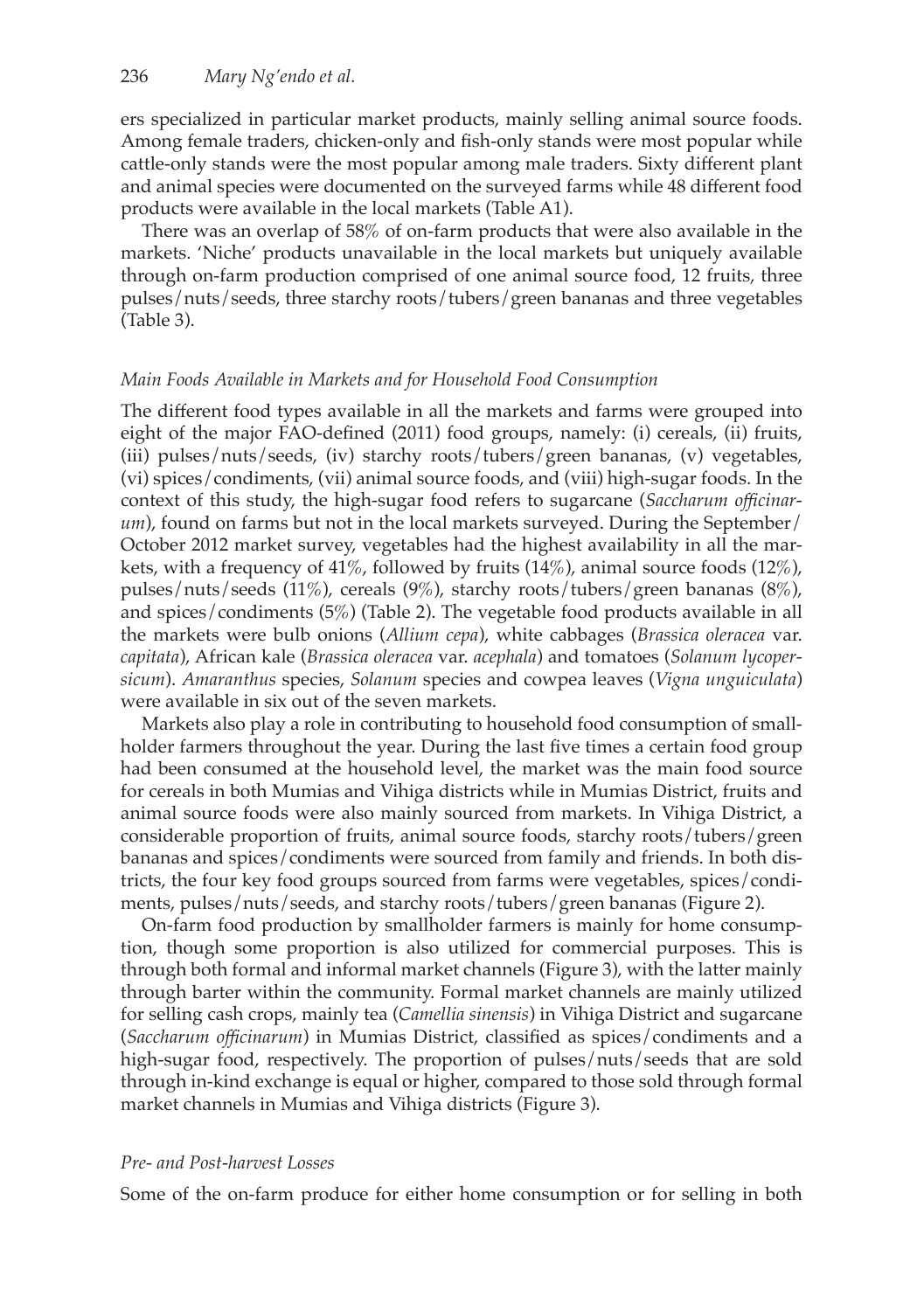ers specialized in particular market products, mainly selling animal source foods. Among female traders, chicken-only and fish-only stands were most popular while cattle-only stands were the most popular among male traders. Sixty different plant and animal species were documented on the surveyed farms while 48 different food products were available in the local markets (Table A1).

There was an overlap of 58% of on-farm products that were also available in the markets. 'Niche' products unavailable in the local markets but uniquely available through on-farm production comprised of one animal source food, 12 fruits, three pulses/nuts/seeds, three starchy roots/tubers/green bananas and three vegetables (Table 3).

### *Main Foods Available in Markets and for Household Food Consumption*

The different food types available in all the markets and farms were grouped into eight of the major FAO-defined (2011) food groups, namely: (i) cereals, (ii) fruits, (iii) pulses/nuts/seeds, (iv) starchy roots/tubers/green bananas, (v) vegetables, (vi) spices/condiments, (vii) animal source foods, and (viii) high-sugar foods. In the context of this study, the high-sugar food refers to sugarcane (*Saccharum officinarum*), found on farms but not in the local markets surveyed. During the September/October 2012 market survey, vegetables had the highest availability in all the markets, with a frequency of 41%, followed by fruits (14%), animal source foods (12%), pulses/nuts/seeds (11%), cereals (9%), starchy roots/tubers/green bananas (8%), and spices/condiments (5%) (Table 2). The vegetable food products available in all the markets were bulb onions (*Allium cepa*), white cabbages (*Brassica oleracea* var. *capitata*), African kale (*Brassica oleracea* var. *acephala*) and tomatoes (*Solanum lycopersicum*). *Amaranthus* species, *Solanum* species and cowpea leaves (*Vigna unguiculata*) were available in six out of the seven markets.

Markets also play a role in contributing to household food consumption of smallholder farmers throughout the year. During the last five times a certain food group had been consumed at the household level, the market was the main food source for cereals in both Mumias and Vihiga districts while in Mumias District, fruits and animal source foods were also mainly sourced from markets. In Vihiga District, a considerable proportion of fruits, animal source foods, starchy roots/tubers/green bananas and spices/condiments were sourced from family and friends. In both districts, the four key food groups sourced from farms were vegetables, spices/condiments, pulses/nuts/seeds, and starchy roots/tubers/green bananas (Figure 2).

On-farm food production by smallholder farmers is mainly for home consumption, though some proportion is also utilized for commercial purposes. This is through both formal and informal market channels (Figure 3), with the latter mainly through barter within the community. Formal market channels are mainly utilized for selling cash crops, mainly tea (*Camellia sinensis*) in Vihiga District and sugarcane (*Saccharum officinarum*) in Mumias District, classified as spices/condiments and a high-sugar food, respectively. The proportion of pulses/nuts/seeds that are sold through in-kind exchange is equal or higher, compared to those sold through formal market channels in Mumias and Vihiga districts (Figure 3).

### *Pre- and Post-harvest Losses*

Some of the on-farm produce for either home consumption or for selling in both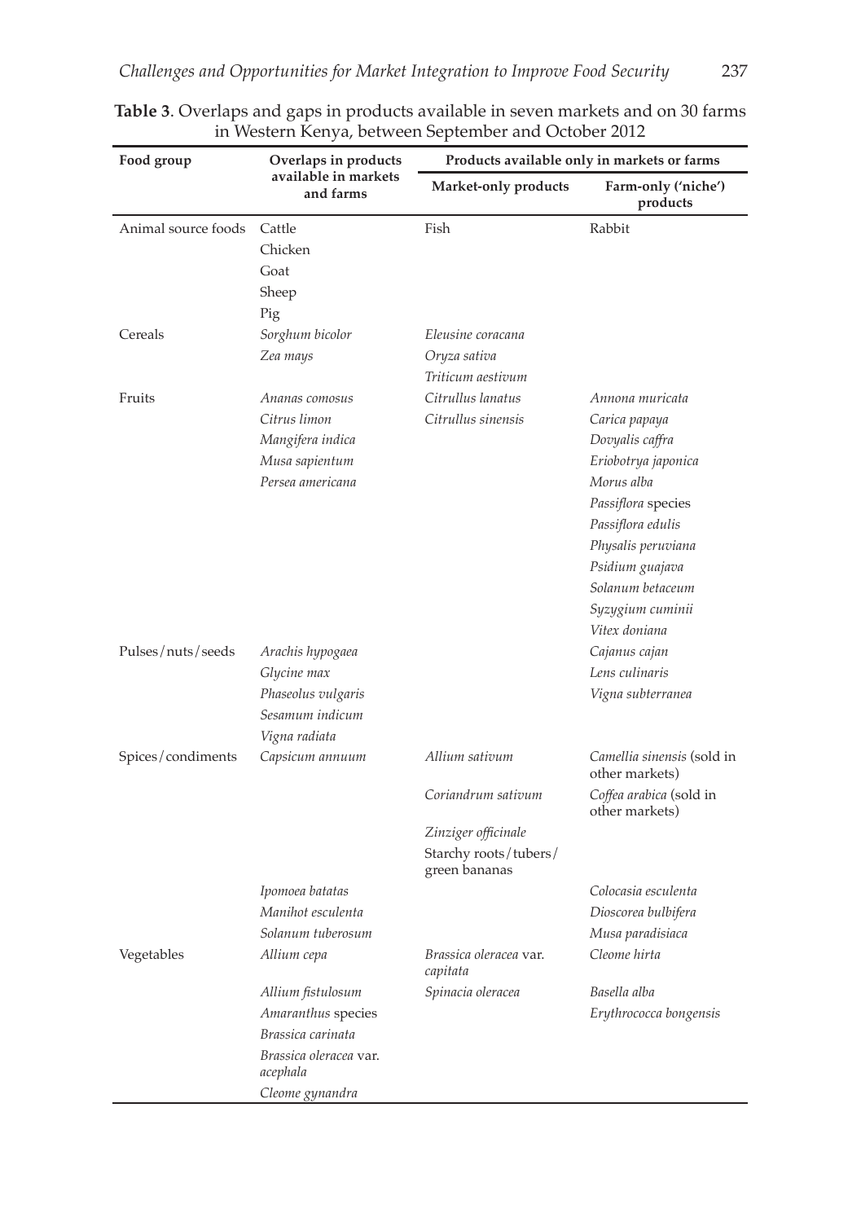**Table 3**. Overlaps and gaps in products available in seven markets and on 30 farms in Western Kenya, between September and October 2012

| Food group | Overlaps in products available in markets and farms | Products available only in markets or farms | |
|---|---|---|---|
| | | Market-only products | Farm-only ('niche') products |
| Animal source foods | Cattle | Fish | Rabbit |
| | Chicken | | |
| | Goat | | |
| | Sheep | | |
| | Pig | | |
| Cereals | *Sorghum bicolor* | *Eleusine coracana* | |
| | *Zea mays* | *Oryza sativa* | |
| | | *Triticum aestivum* | |
| Fruits | *Ananas comosus* | *Citrullus lanatus* | *Annona muricata* |
| | *Citrus limon* | *Citrullus sinensis* | *Carica papaya* |
| | *Mangifera indica* | | *Dovyalis caffra* |
| | *Musa sapientum* | | *Eriobotrya japonica* |
| | *Persea americana* | | *Morus alba* |
| | | | *Passiflora* species |
| | | | *Passiflora edulis* |
| | | | *Physalis peruviana* |
| | | | *Psidium guajava* |
| | | | *Solanum betaceum* |
| | | | *Syzygium cuminii* |
| | | | *Vitex doniana* |
| Pulses/nuts/seeds | *Arachis hypogaea* | | *Cajanus cajan* |
| | *Glycine max* | | *Lens culinaris* |
| | *Phaseolus vulgaris* | | *Vigna subterranea* |
| | *Sesamum indicum* | | |
| | *Vigna radiata* | | |
| Spices/condiments | *Capsicum annuum* | *Allium sativum* | *Camellia sinensis* (sold in other markets) |
| | | *Coriandrum sativum* | *Coffea arabica* (sold in other markets) |
| | | *Zinziger officinale* | |
| | | Starchy roots/tubers/green bananas | |
| | *Ipomoea batatas* | | *Colocasia esculenta* |
| | *Manihot esculenta* | | *Dioscorea bulbifera* |
| | *Solanum tuberosum* | | *Musa paradisiaca* |
| Vegetables | *Allium cepa* | *Brassica oleracea* var. *capitata* | *Cleome hirta* |
| | *Allium fistulosum* | *Spinacia oleracea* | *Basella alba* |
| | *Amaranthus* species | | *Erythrococca bongensis* |
| | *Brassica carinata* | | |
| | *Brassica oleracea* var. *acephala* | | |
| | *Cleome gynandra* | | |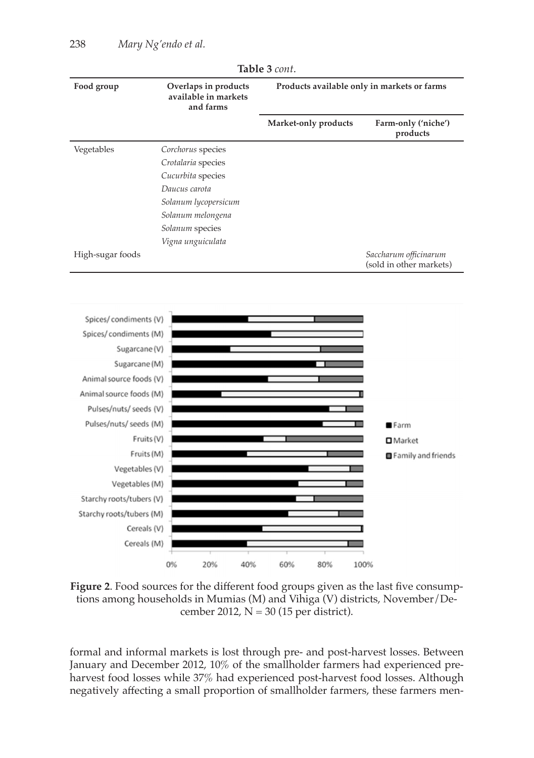**Table 3** *cont*.

| Food group | Overlaps in products available in markets and farms | Products available only in markets or farms | |
|---|---|---|---|
| | | Market-only products | Farm-only ('niche') products |
| Vegetables | *Corchorus* species | | |
| | *Crotalaria* species | | |
| | *Cucurbita* species | | |
| | *Daucus carota* | | |
| | *Solanum lycopersicum* | | |
| | *Solanum melongena* | | |
| | *Solanum* species | | |
| | *Vigna unguiculata* | | |
| High-sugar foods | | | *Saccharum officinarum* (sold in other markets) |

**Figure 2**. Food sources for the different food groups given as the last five consumptions among households in Mumias (M) and Vihiga (V) districts, November/December 2012, N = 30 (15 per district).

formal and informal markets is lost through pre- and post-harvest losses. Between January and December 2012, 10% of the smallholder farmers had experienced pre-harvest food losses while 37% had experienced post-harvest food losses. Although negatively affecting a small proportion of smallholder farmers, these farmers men-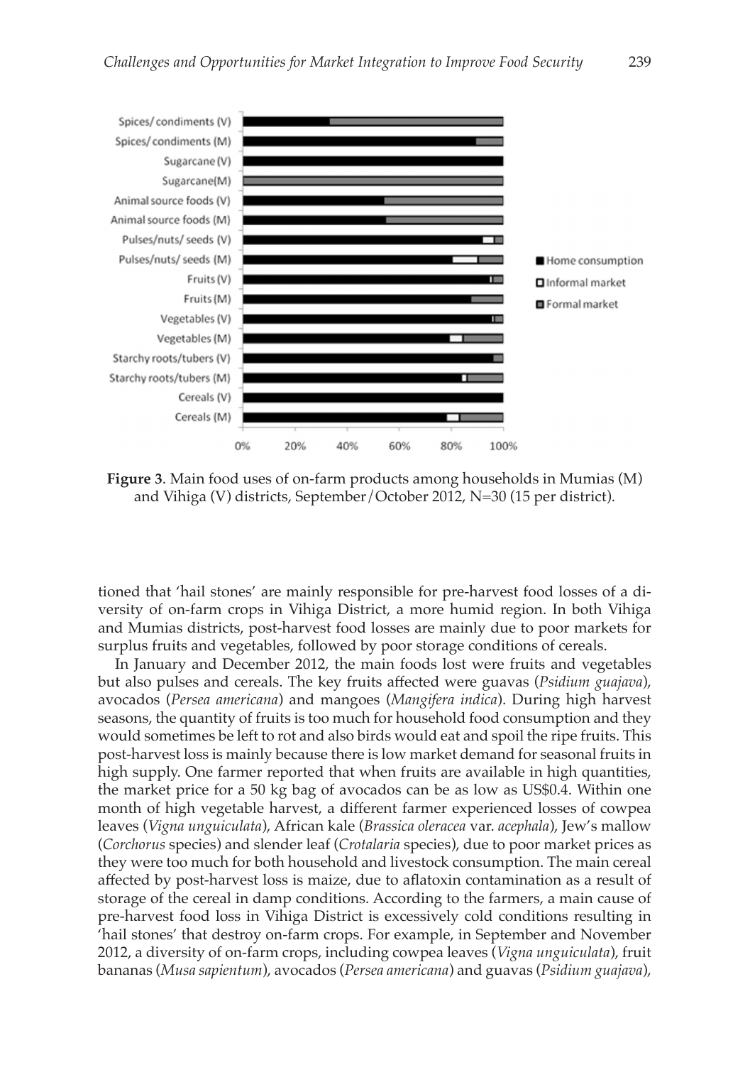**Figure 3**. Main food uses of on-farm products among households in Mumias (M) and Vihiga (V) districts, September/October 2012, N=30 (15 per district).

tioned that 'hail stones' are mainly responsible for pre-harvest food losses of a diversity of on-farm crops in Vihiga District, a more humid region. In both Vihiga and Mumias districts, post-harvest food losses are mainly due to poor markets for surplus fruits and vegetables, followed by poor storage conditions of cereals.

In January and December 2012, the main foods lost were fruits and vegetables but also pulses and cereals. The key fruits affected were guavas (*Psidium guajava*), avocados (*Persea americana*) and mangoes (*Mangifera indica*). During high harvest seasons, the quantity of fruits is too much for household food consumption and they would sometimes be left to rot and also birds would eat and spoil the ripe fruits. This post-harvest loss is mainly because there is low market demand for seasonal fruits in high supply. One farmer reported that when fruits are available in high quantities, the market price for a 50 kg bag of avocados can be as low as US$0.4. Within one month of high vegetable harvest, a different farmer experienced losses of cowpea leaves (*Vigna unguiculata*), African kale (*Brassica oleracea* var. *acephala*), Jew's mallow (*Corchorus* species) and slender leaf (*Crotalaria* species), due to poor market prices as they were too much for both household and livestock consumption. The main cereal affected by post-harvest loss is maize, due to aflatoxin contamination as a result of storage of the cereal in damp conditions. According to the farmers, a main cause of pre-harvest food loss in Vihiga District is excessively cold conditions resulting in 'hail stones' that destroy on-farm crops. For example, in September and November 2012, a diversity of on-farm crops, including cowpea leaves (*Vigna unguiculata*), fruit bananas (*Musa sapientum*), avocados (*Persea americana*) and guavas (*Psidium guajava*),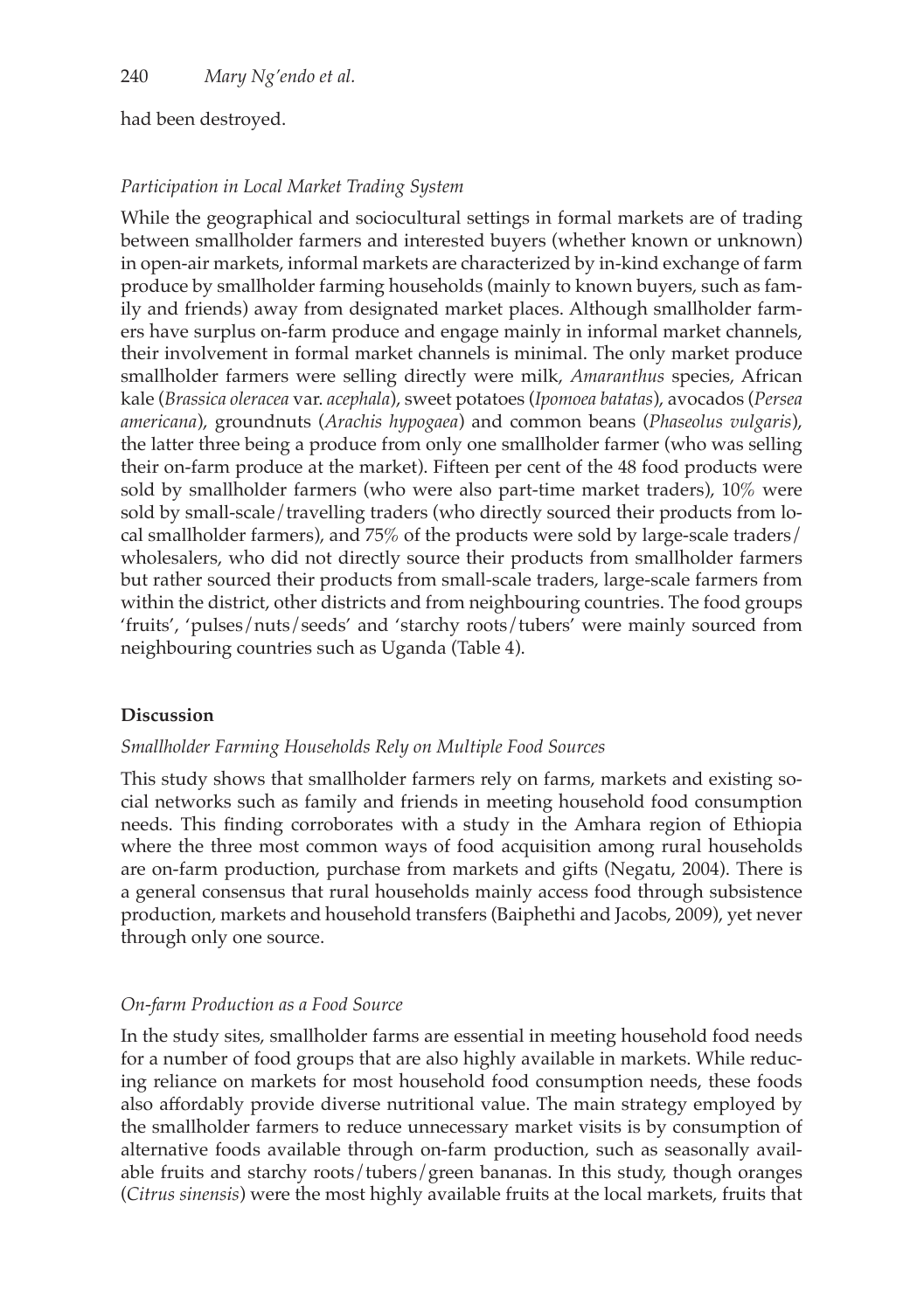had been destroyed.

### *Participation in Local Market Trading System*

While the geographical and sociocultural settings in formal markets are of trading between smallholder farmers and interested buyers (whether known or unknown) in open-air markets, informal markets are characterized by in-kind exchange of farm produce by smallholder farming households (mainly to known buyers, such as family and friends) away from designated market places. Although smallholder farmers have surplus on-farm produce and engage mainly in informal market channels, their involvement in formal market channels is minimal. The only market produce smallholder farmers were selling directly were milk, *Amaranthus* species, African kale (*Brassica oleracea* var. *acephala*), sweet potatoes (*Ipomoea batatas*), avocados (*Persea americana*), groundnuts (*Arachis hypogaea*) and common beans (*Phaseolus vulgaris*), the latter three being a produce from only one smallholder farmer (who was selling their on-farm produce at the market). Fifteen per cent of the 48 food products were sold by smallholder farmers (who were also part-time market traders), 10% were sold by small-scale/travelling traders (who directly sourced their products from local smallholder farmers), and 75% of the products were sold by large-scale traders/wholesalers, who did not directly source their products from smallholder farmers but rather sourced their products from small-scale traders, large-scale farmers from within the district, other districts and from neighbouring countries. The food groups 'fruits', 'pulses/nuts/seeds' and 'starchy roots/tubers' were mainly sourced from neighbouring countries such as Uganda (Table 4).

## **Discussion**

### *Smallholder Farming Households Rely on Multiple Food Sources*

This study shows that smallholder farmers rely on farms, markets and existing social networks such as family and friends in meeting household food consumption needs. This finding corroborates with a study in the Amhara region of Ethiopia where the three most common ways of food acquisition among rural households are on-farm production, purchase from markets and gifts (Negatu, 2004). There is a general consensus that rural households mainly access food through subsistence production, markets and household transfers (Baiphethi and Jacobs, 2009), yet never through only one source.

### *On-farm Production as a Food Source*

In the study sites, smallholder farms are essential in meeting household food needs for a number of food groups that are also highly available in markets. While reducing reliance on markets for most household food consumption needs, these foods also affordably provide diverse nutritional value. The main strategy employed by the smallholder farmers to reduce unnecessary market visits is by consumption of alternative foods available through on-farm production, such as seasonally available fruits and starchy roots/tubers/green bananas. In this study, though oranges (*Citrus sinensis*) were the most highly available fruits at the local markets, fruits that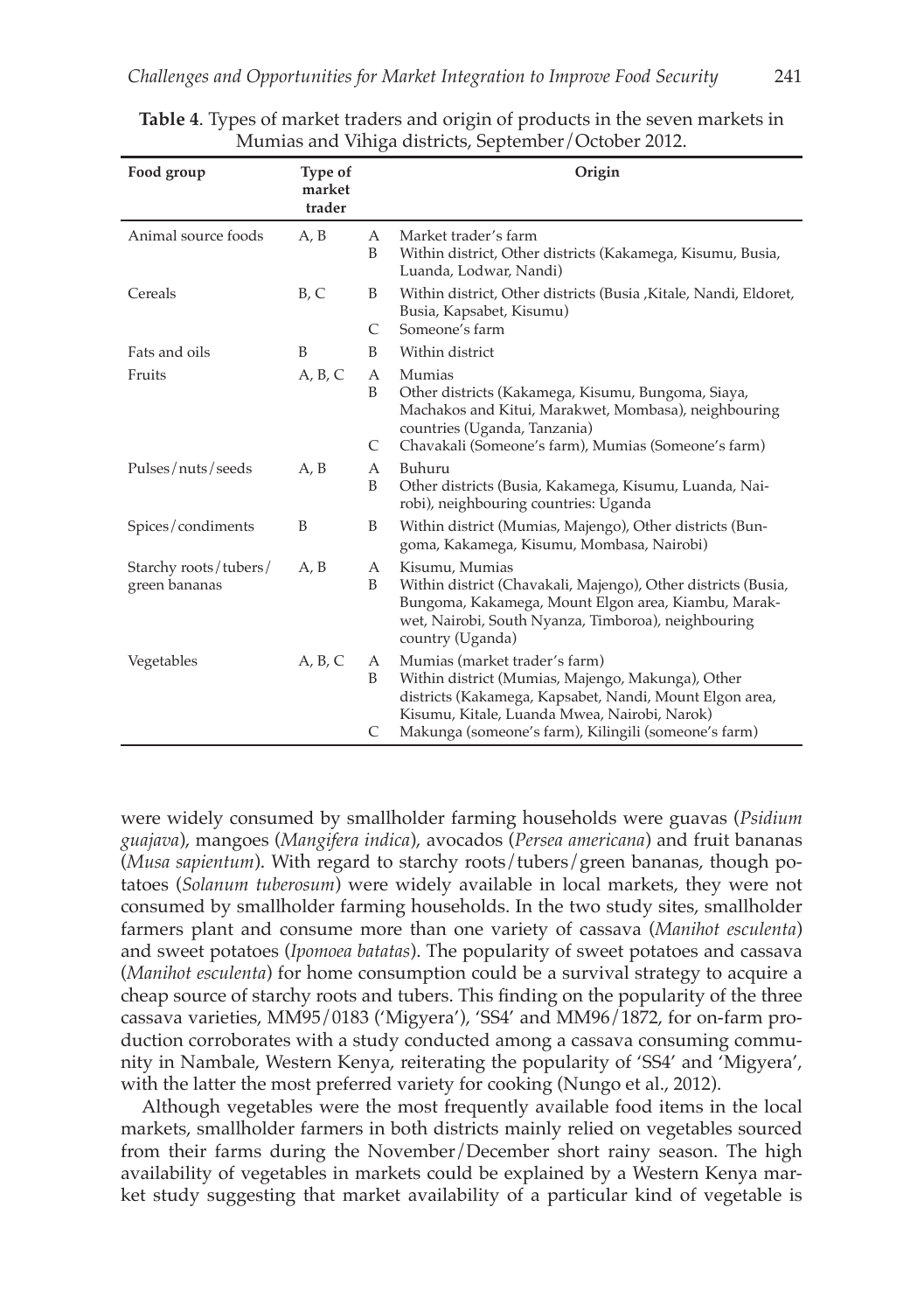**Table 4**. Types of market traders and origin of products in the seven markets in Mumias and Vihiga districts, September/October 2012.

| Food group | Type of market trader | | Origin |
|---|---|---|---|
| Animal source foods | A, B | A | Market trader's farm |
| | | B | Within district, Other districts (Kakamega, Kisumu, Busia, Luanda, Lodwar, Nandi) |
| Cereals | B, C | B | Within district, Other districts (Busia ,Kitale, Nandi, Eldoret, Busia, Kapsabet, Kisumu) |
| | | C | Someone's farm |
| Fats and oils | B | B | Within district |
| Fruits | A, B, C | A | Mumias |
| | | B | Other districts (Kakamega, Kisumu, Bungoma, Siaya, Machakos and Kitui, Marakwet, Mombasa), neighbouring countries (Uganda, Tanzania) |
| | | C | Chavakali (Someone's farm), Mumias (Someone's farm) |
| Pulses/nuts/seeds | A, B | A | Buhuru |
| | | B | Other districts (Busia, Kakamega, Kisumu, Luanda, Nairobi), neighbouring countries: Uganda |
| Spices/condiments | B | B | Within district (Mumias, Majengo), Other districts (Bungoma, Kakamega, Kisumu, Mombasa, Nairobi) |
| Starchy roots/tubers/ green bananas | A, B | A | Kisumu, Mumias |
| | | B | Within district (Chavakali, Majengo), Other districts (Busia, Bungoma, Kakamega, Mount Elgon area, Kiambu, Marakwet, Nairobi, South Nyanza, Timboroa), neighbouring country (Uganda) |
| Vegetables | A, B, C | A | Mumias (market trader's farm) |
| | | B | Within district (Mumias, Majengo, Makunga), Other districts (Kakamega, Kapsabet, Nandi, Mount Elgon area, Kisumu, Kitale, Luanda Mwea, Nairobi, Narok) |
| | | C | Makunga (someone's farm), Kilingili (someone's farm) |

were widely consumed by smallholder farming households were guavas (*Psidium guajava*), mangoes (*Mangifera indica*), avocados (*Persea americana*) and fruit bananas (*Musa sapientum*). With regard to starchy roots/tubers/green bananas, though potatoes (*Solanum tuberosum*) were widely available in local markets, they were not consumed by smallholder farming households. In the two study sites, smallholder farmers plant and consume more than one variety of cassava (*Manihot esculenta*) and sweet potatoes (*Ipomoea batatas*). The popularity of sweet potatoes and cassava (*Manihot esculenta*) for home consumption could be a survival strategy to acquire a cheap source of starchy roots and tubers. This finding on the popularity of the three cassava varieties, MM95/0183 ('Migyera'), 'SS4' and MM96/1872, for on-farm production corroborates with a study conducted among a cassava consuming community in Nambale, Western Kenya, reiterating the popularity of 'SS4' and 'Migyera', with the latter the most preferred variety for cooking (Nungo et al., 2012).

Although vegetables were the most frequently available food items in the local markets, smallholder farmers in both districts mainly relied on vegetables sourced from their farms during the November/December short rainy season. The high availability of vegetables in markets could be explained by a Western Kenya market study suggesting that market availability of a particular kind of vegetable is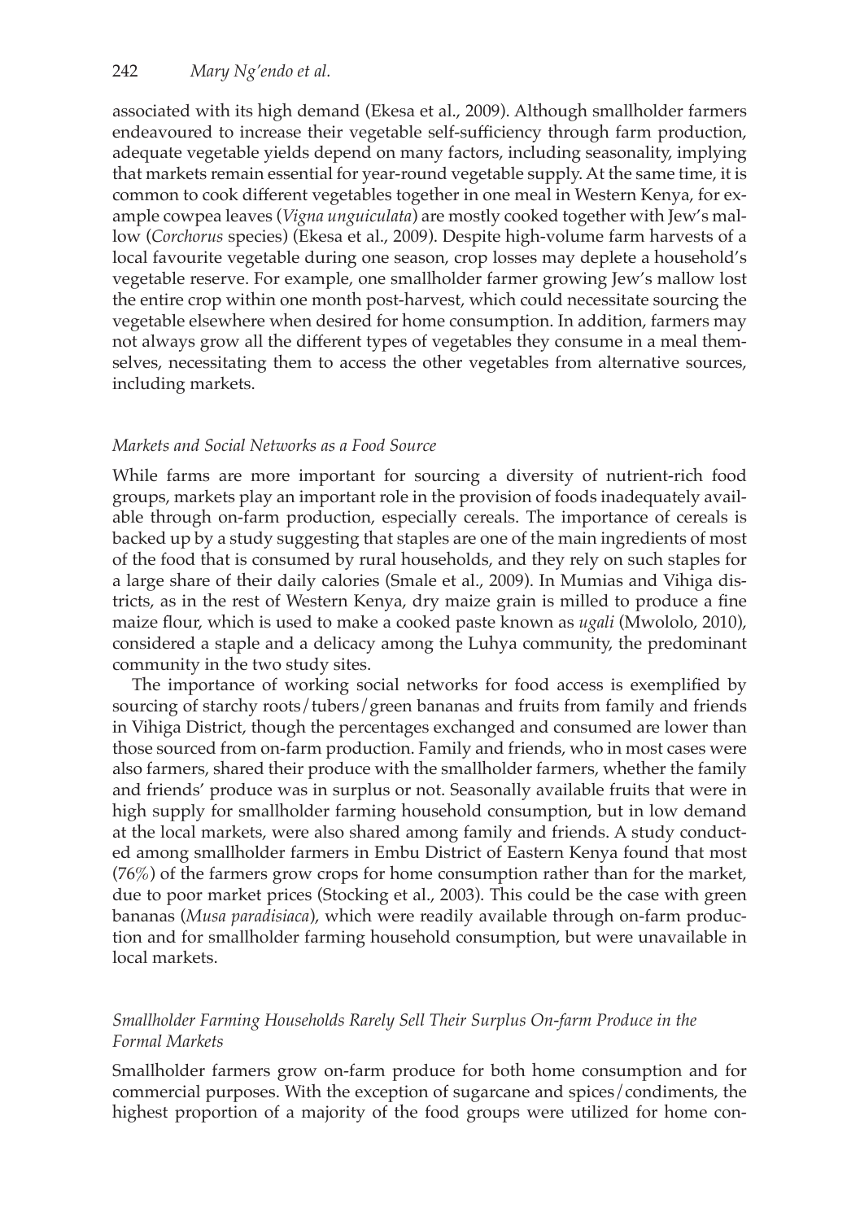associated with its high demand (Ekesa et al., 2009). Although smallholder farmers endeavoured to increase their vegetable self-sufficiency through farm production, adequate vegetable yields depend on many factors, including seasonality, implying that markets remain essential for year-round vegetable supply. At the same time, it is common to cook different vegetables together in one meal in Western Kenya, for example cowpea leaves (*Vigna unguiculata*) are mostly cooked together with Jew's mallow (*Corchorus* species) (Ekesa et al., 2009). Despite high-volume farm harvests of a local favourite vegetable during one season, crop losses may deplete a household's vegetable reserve. For example, one smallholder farmer growing Jew's mallow lost the entire crop within one month post-harvest, which could necessitate sourcing the vegetable elsewhere when desired for home consumption. In addition, farmers may not always grow all the different types of vegetables they consume in a meal themselves, necessitating them to access the other vegetables from alternative sources, including markets.

### *Markets and Social Networks as a Food Source*

While farms are more important for sourcing a diversity of nutrient-rich food groups, markets play an important role in the provision of foods inadequately available through on-farm production, especially cereals. The importance of cereals is backed up by a study suggesting that staples are one of the main ingredients of most of the food that is consumed by rural households, and they rely on such staples for a large share of their daily calories (Smale et al., 2009). In Mumias and Vihiga districts, as in the rest of Western Kenya, dry maize grain is milled to produce a fine maize flour, which is used to make a cooked paste known as *ugali* (Mwololo, 2010), considered a staple and a delicacy among the Luhya community, the predominant community in the two study sites.

The importance of working social networks for food access is exemplified by sourcing of starchy roots/tubers/green bananas and fruits from family and friends in Vihiga District, though the percentages exchanged and consumed are lower than those sourced from on-farm production. Family and friends, who in most cases were also farmers, shared their produce with the smallholder farmers, whether the family and friends' produce was in surplus or not. Seasonally available fruits that were in high supply for smallholder farming household consumption, but in low demand at the local markets, were also shared among family and friends. A study conducted among smallholder farmers in Embu District of Eastern Kenya found that most (76%) of the farmers grow crops for home consumption rather than for the market, due to poor market prices (Stocking et al., 2003). This could be the case with green bananas (*Musa paradisiaca*), which were readily available through on-farm production and for smallholder farming household consumption, but were unavailable in local markets.

### *Smallholder Farming Households Rarely Sell Their Surplus On-farm Produce in the Formal Markets*

Smallholder farmers grow on-farm produce for both home consumption and for commercial purposes. With the exception of sugarcane and spices/condiments, the highest proportion of a majority of the food groups were utilized for home con-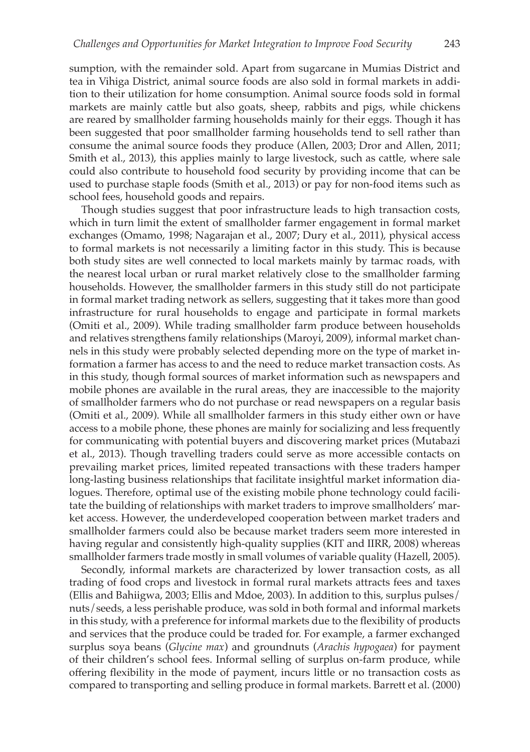sumption, with the remainder sold. Apart from sugarcane in Mumias District and tea in Vihiga District, animal source foods are also sold in formal markets in addition to their utilization for home consumption. Animal source foods sold in formal markets are mainly cattle but also goats, sheep, rabbits and pigs, while chickens are reared by smallholder farming households mainly for their eggs. Though it has been suggested that poor smallholder farming households tend to sell rather than consume the animal source foods they produce (Allen, 2003; Dror and Allen, 2011; Smith et al., 2013), this applies mainly to large livestock, such as cattle, where sale could also contribute to household food security by providing income that can be used to purchase staple foods (Smith et al., 2013) or pay for non-food items such as school fees, household goods and repairs.

Though studies suggest that poor infrastructure leads to high transaction costs, which in turn limit the extent of smallholder farmer engagement in formal market exchanges (Omamo, 1998; Nagarajan et al., 2007; Dury et al., 2011), physical access to formal markets is not necessarily a limiting factor in this study. This is because both study sites are well connected to local markets mainly by tarmac roads, with the nearest local urban or rural market relatively close to the smallholder farming households. However, the smallholder farmers in this study still do not participate in formal market trading network as sellers, suggesting that it takes more than good infrastructure for rural households to engage and participate in formal markets (Omiti et al., 2009). While trading smallholder farm produce between households and relatives strengthens family relationships (Maroyi, 2009), informal market channels in this study were probably selected depending more on the type of market information a farmer has access to and the need to reduce market transaction costs. As in this study, though formal sources of market information such as newspapers and mobile phones are available in the rural areas, they are inaccessible to the majority of smallholder farmers who do not purchase or read newspapers on a regular basis (Omiti et al., 2009). While all smallholder farmers in this study either own or have access to a mobile phone, these phones are mainly for socializing and less frequently for communicating with potential buyers and discovering market prices (Mutabazi et al., 2013). Though travelling traders could serve as more accessible contacts on prevailing market prices, limited repeated transactions with these traders hamper long-lasting business relationships that facilitate insightful market information dialogues. Therefore, optimal use of the existing mobile phone technology could facilitate the building of relationships with market traders to improve smallholders' market access. However, the underdeveloped cooperation between market traders and smallholder farmers could also be because market traders seem more interested in having regular and consistently high-quality supplies (KIT and IIRR, 2008) whereas smallholder farmers trade mostly in small volumes of variable quality (Hazell, 2005).

Secondly, informal markets are characterized by lower transaction costs, as all trading of food crops and livestock in formal rural markets attracts fees and taxes (Ellis and Bahiigwa, 2003; Ellis and Mdoe, 2003). In addition to this, surplus pulses/nuts/seeds, a less perishable produce, was sold in both formal and informal markets in this study, with a preference for informal markets due to the flexibility of products and services that the produce could be traded for. For example, a farmer exchanged surplus soya beans (*Glycine max*) and groundnuts (*Arachis hypogaea*) for payment of their children's school fees. Informal selling of surplus on-farm produce, while offering flexibility in the mode of payment, incurs little or no transaction costs as compared to transporting and selling produce in formal markets. Barrett et al. (2000)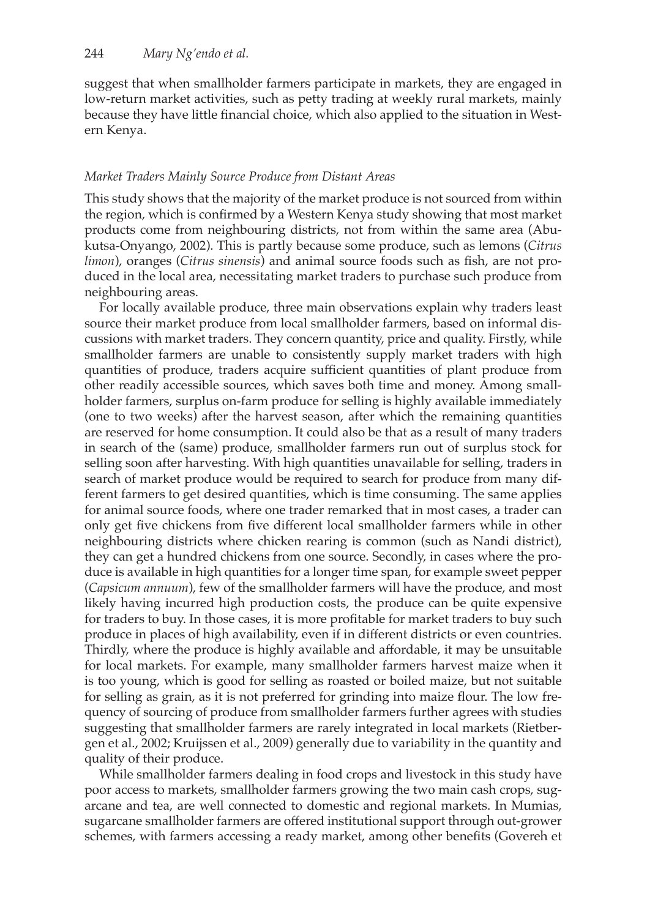suggest that when smallholder farmers participate in markets, they are engaged in low-return market activities, such as petty trading at weekly rural markets, mainly because they have little financial choice, which also applied to the situation in Western Kenya.

### *Market Traders Mainly Source Produce from Distant Areas*

This study shows that the majority of the market produce is not sourced from within the region, which is confirmed by a Western Kenya study showing that most market products come from neighbouring districts, not from within the same area (Abukutsa-Onyango, 2002). This is partly because some produce, such as lemons (*Citrus limon*), oranges (*Citrus sinensis*) and animal source foods such as fish, are not produced in the local area, necessitating market traders to purchase such produce from neighbouring areas.

For locally available produce, three main observations explain why traders least source their market produce from local smallholder farmers, based on informal discussions with market traders. They concern quantity, price and quality. Firstly, while smallholder farmers are unable to consistently supply market traders with high quantities of produce, traders acquire sufficient quantities of plant produce from other readily accessible sources, which saves both time and money. Among smallholder farmers, surplus on-farm produce for selling is highly available immediately (one to two weeks) after the harvest season, after which the remaining quantities are reserved for home consumption. It could also be that as a result of many traders in search of the (same) produce, smallholder farmers run out of surplus stock for selling soon after harvesting. With high quantities unavailable for selling, traders in search of market produce would be required to search for produce from many different farmers to get desired quantities, which is time consuming. The same applies for animal source foods, where one trader remarked that in most cases, a trader can only get five chickens from five different local smallholder farmers while in other neighbouring districts where chicken rearing is common (such as Nandi district), they can get a hundred chickens from one source. Secondly, in cases where the produce is available in high quantities for a longer time span, for example sweet pepper (*Capsicum annuum*), few of the smallholder farmers will have the produce, and most likely having incurred high production costs, the produce can be quite expensive for traders to buy. In those cases, it is more profitable for market traders to buy such produce in places of high availability, even if in different districts or even countries. Thirdly, where the produce is highly available and affordable, it may be unsuitable for local markets. For example, many smallholder farmers harvest maize when it is too young, which is good for selling as roasted or boiled maize, but not suitable for selling as grain, as it is not preferred for grinding into maize flour. The low frequency of sourcing of produce from smallholder farmers further agrees with studies suggesting that smallholder farmers are rarely integrated in local markets (Rietbergen et al., 2002; Kruijssen et al., 2009) generally due to variability in the quantity and quality of their produce.

While smallholder farmers dealing in food crops and livestock in this study have poor access to markets, smallholder farmers growing the two main cash crops, sugarcane and tea, are well connected to domestic and regional markets. In Mumias, sugarcane smallholder farmers are offered institutional support through out-grower schemes, with farmers accessing a ready market, among other benefits (Govereh et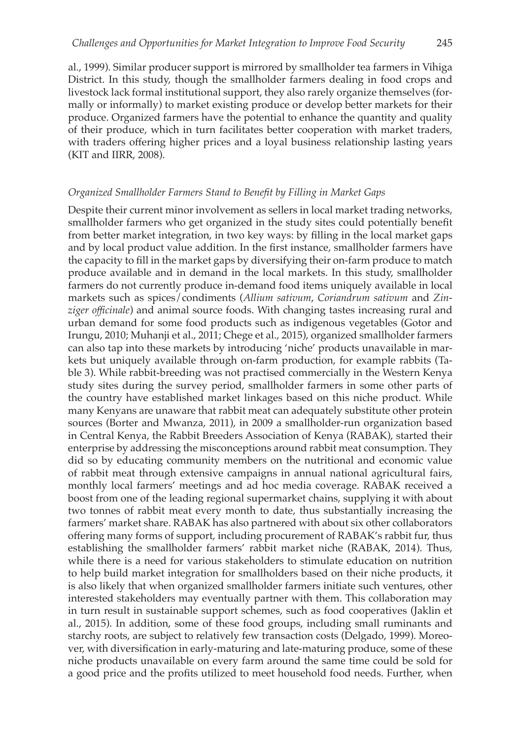al., 1999). Similar producer support is mirrored by smallholder tea farmers in Vihiga District. In this study, though the smallholder farmers dealing in food crops and livestock lack formal institutional support, they also rarely organize themselves (formally or informally) to market existing produce or develop better markets for their produce. Organized farmers have the potential to enhance the quantity and quality of their produce, which in turn facilitates better cooperation with market traders, with traders offering higher prices and a loyal business relationship lasting years (KIT and IIRR, 2008).

### *Organized Smallholder Farmers Stand to Benefit by Filling in Market Gaps*

Despite their current minor involvement as sellers in local market trading networks, smallholder farmers who get organized in the study sites could potentially benefit from better market integration, in two key ways: by filling in the local market gaps and by local product value addition. In the first instance, smallholder farmers have the capacity to fill in the market gaps by diversifying their on-farm produce to match produce available and in demand in the local markets. In this study, smallholder farmers do not currently produce in-demand food items uniquely available in local markets such as spices/condiments (*Allium sativum*, *Coriandrum sativum* and *Zinziger officinale*) and animal source foods. With changing tastes increasing rural and urban demand for some food products such as indigenous vegetables (Gotor and Irungu, 2010; Muhanji et al., 2011; Chege et al., 2015), organized smallholder farmers can also tap into these markets by introducing 'niche' products unavailable in markets but uniquely available through on-farm production, for example rabbits (Table 3). While rabbit-breeding was not practised commercially in the Western Kenya study sites during the survey period, smallholder farmers in some other parts of the country have established market linkages based on this niche product. While many Kenyans are unaware that rabbit meat can adequately substitute other protein sources (Borter and Mwanza, 2011), in 2009 a smallholder-run organization based in Central Kenya, the Rabbit Breeders Association of Kenya (RABAK), started their enterprise by addressing the misconceptions around rabbit meat consumption. They did so by educating community members on the nutritional and economic value of rabbit meat through extensive campaigns in annual national agricultural fairs, monthly local farmers' meetings and ad hoc media coverage. RABAK received a boost from one of the leading regional supermarket chains, supplying it with about two tonnes of rabbit meat every month to date, thus substantially increasing the farmers' market share. RABAK has also partnered with about six other collaborators offering many forms of support, including procurement of RABAK's rabbit fur, thus establishing the smallholder farmers' rabbit market niche (RABAK, 2014). Thus, while there is a need for various stakeholders to stimulate education on nutrition to help build market integration for smallholders based on their niche products, it is also likely that when organized smallholder farmers initiate such ventures, other interested stakeholders may eventually partner with them. This collaboration may in turn result in sustainable support schemes, such as food cooperatives (Jaklin et al., 2015). In addition, some of these food groups, including small ruminants and starchy roots, are subject to relatively few transaction costs (Delgado, 1999). Moreover, with diversification in early-maturing and late-maturing produce, some of these niche products unavailable on every farm around the same time could be sold for a good price and the profits utilized to meet household food needs. Further, when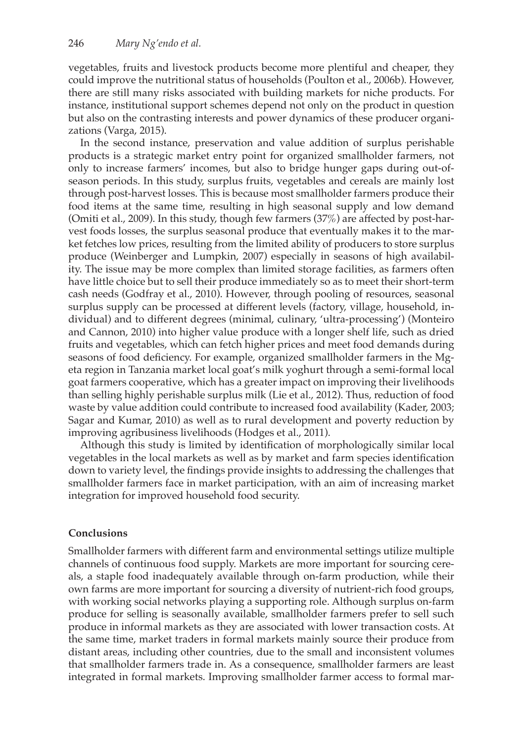vegetables, fruits and livestock products become more plentiful and cheaper, they could improve the nutritional status of households (Poulton et al., 2006b). However, there are still many risks associated with building markets for niche products. For instance, institutional support schemes depend not only on the product in question but also on the contrasting interests and power dynamics of these producer organizations (Varga, 2015).

In the second instance, preservation and value addition of surplus perishable products is a strategic market entry point for organized smallholder farmers, not only to increase farmers' incomes, but also to bridge hunger gaps during out-of-season periods. In this study, surplus fruits, vegetables and cereals are mainly lost through post-harvest losses. This is because most smallholder farmers produce their food items at the same time, resulting in high seasonal supply and low demand (Omiti et al., 2009). In this study, though few farmers (37%) are affected by post-harvest foods losses, the surplus seasonal produce that eventually makes it to the market fetches low prices, resulting from the limited ability of producers to store surplus produce (Weinberger and Lumpkin, 2007) especially in seasons of high availability. The issue may be more complex than limited storage facilities, as farmers often have little choice but to sell their produce immediately so as to meet their short-term cash needs (Godfray et al., 2010). However, through pooling of resources, seasonal surplus supply can be processed at different levels (factory, village, household, individual) and to different degrees (minimal, culinary, 'ultra-processing') (Monteiro and Cannon, 2010) into higher value produce with a longer shelf life, such as dried fruits and vegetables, which can fetch higher prices and meet food demands during seasons of food deficiency. For example, organized smallholder farmers in the Mgeta region in Tanzania market local goat's milk yoghurt through a semi-formal local goat farmers cooperative, which has a greater impact on improving their livelihoods than selling highly perishable surplus milk (Lie et al., 2012). Thus, reduction of food waste by value addition could contribute to increased food availability (Kader, 2003; Sagar and Kumar, 2010) as well as to rural development and poverty reduction by improving agribusiness livelihoods (Hodges et al., 2011).

Although this study is limited by identification of morphologically similar local vegetables in the local markets as well as by market and farm species identification down to variety level, the findings provide insights to addressing the challenges that smallholder farmers face in market participation, with an aim of increasing market integration for improved household food security.

## Conclusions

Smallholder farmers with different farm and environmental settings utilize multiple channels of continuous food supply. Markets are more important for sourcing cereals, a staple food inadequately available through on-farm production, while their own farms are more important for sourcing a diversity of nutrient-rich food groups, with working social networks playing a supporting role. Although surplus on-farm produce for selling is seasonally available, smallholder farmers prefer to sell such produce in informal markets as they are associated with lower transaction costs. At the same time, market traders in formal markets mainly source their produce from distant areas, including other countries, due to the small and inconsistent volumes that smallholder farmers trade in. As a consequence, smallholder farmers are least integrated in formal markets. Improving smallholder farmer access to formal mar-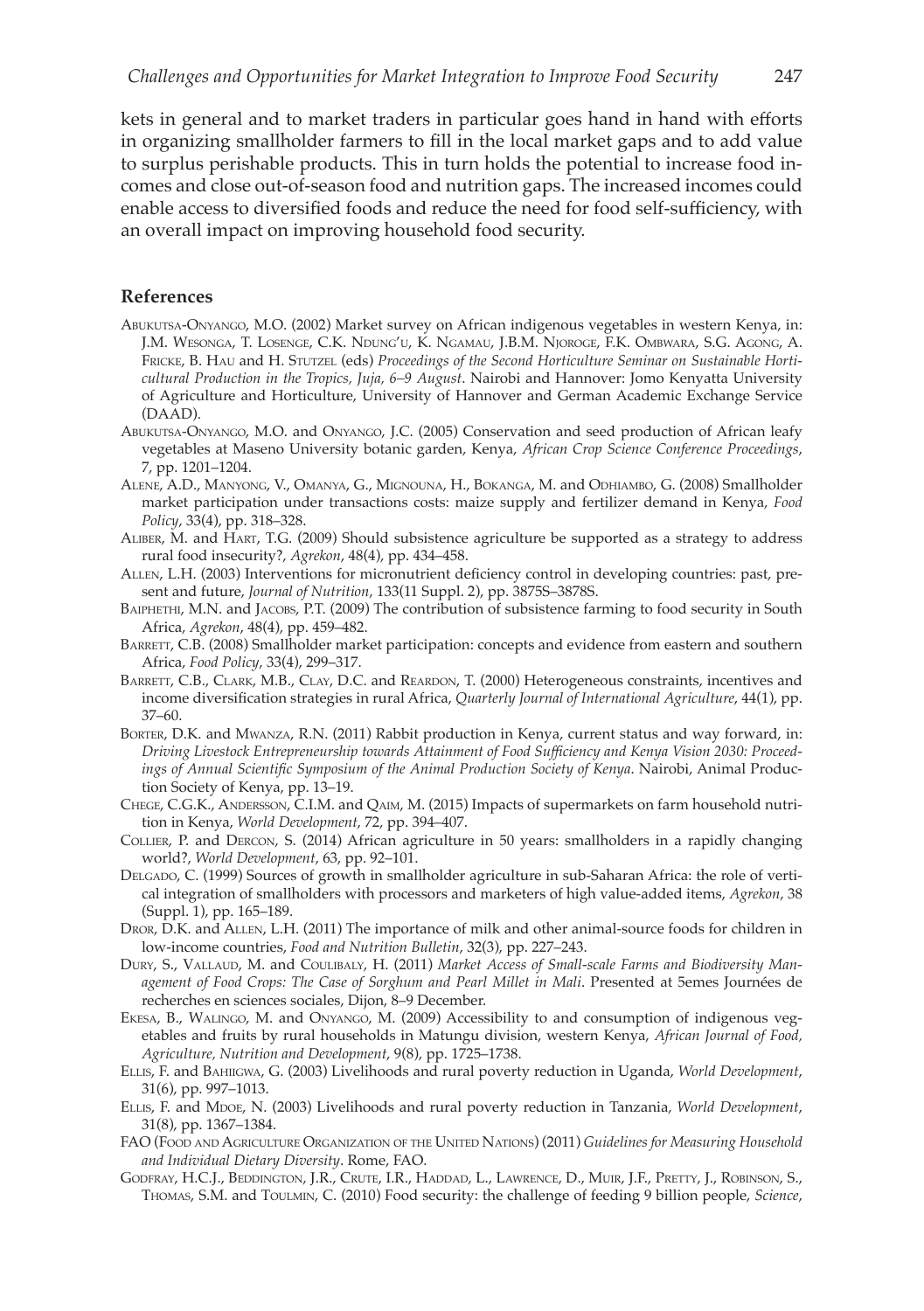kets in general and to market traders in particular goes hand in hand with efforts in organizing smallholder farmers to fill in the local market gaps and to add value to surplus perishable products. This in turn holds the potential to increase food incomes and close out-of-season food and nutrition gaps. The increased incomes could enable access to diversified foods and reduce the need for food self-sufficiency, with an overall impact on improving household food security.

## References

Abukutsa-Onyango, M.O. (2002) Market survey on African indigenous vegetables in western Kenya, in: J.M. Wesonga, T. Losenge, C.K. Ndung'u, K. Ngamau, J.B.M. Njoroge, F.K. Ombwara, S.G. Agong, A. Fricke, B. Hau and H. Stutzel (eds) *Proceedings of the Second Horticulture Seminar on Sustainable Horticultural Production in the Tropics, Juja, 6–9 August*. Nairobi and Hannover: Jomo Kenyatta University of Agriculture and Horticulture, University of Hannover and German Academic Exchange Service (DAAD).

Abukutsa-Onyango, M.O. and Onyango, J.C. (2005) Conservation and seed production of African leafy vegetables at Maseno University botanic garden, Kenya, *African Crop Science Conference Proceedings*, 7, pp. 1201–1204.

Alene, A.D., Manyong, V., Omanya, G., Mignouna, H., Bokanga, M. and Odhiambo, G. (2008) Smallholder market participation under transactions costs: maize supply and fertilizer demand in Kenya, *Food Policy*, 33(4), pp. 318–328.

Aliber, M. and Hart, T.G. (2009) Should subsistence agriculture be supported as a strategy to address rural food insecurity?, *Agrekon*, 48(4), pp. 434–458.

Allen, L.H. (2003) Interventions for micronutrient deficiency control in developing countries: past, present and future, *Journal of Nutrition*, 133(11 Suppl. 2), pp. 3875S–3878S.

Baiphethi, M.N. and Jacobs, P.T. (2009) The contribution of subsistence farming to food security in South Africa, *Agrekon*, 48(4), pp. 459–482.

Barrett, C.B. (2008) Smallholder market participation: concepts and evidence from eastern and southern Africa, *Food Policy*, 33(4), 299–317.

Barrett, C.B., Clark, M.B., Clay, D.C. and Reardon, T. (2000) Heterogeneous constraints, incentives and income diversification strategies in rural Africa, *Quarterly Journal of International Agriculture*, 44(1), pp. 37–60.

Borter, D.K. and Mwanza, R.N. (2011) Rabbit production in Kenya, current status and way forward, in: *Driving Livestock Entrepreneurship towards Attainment of Food Sufficiency and Kenya Vision 2030: Proceedings of Annual Scientific Symposium of the Animal Production Society of Kenya*. Nairobi, Animal Production Society of Kenya, pp. 13–19.

Chege, C.G.K., Andersson, C.I.M. and Qaim, M. (2015) Impacts of supermarkets on farm household nutrition in Kenya, *World Development*, 72, pp. 394–407.

Collier, P. and Dercon, S. (2014) African agriculture in 50 years: smallholders in a rapidly changing world?, *World Development*, 63, pp. 92–101.

Delgado, C. (1999) Sources of growth in smallholder agriculture in sub-Saharan Africa: the role of vertical integration of smallholders with processors and marketers of high value-added items, *Agrekon*, 38 (Suppl. 1), pp. 165–189.

Dror, D.K. and Allen, L.H. (2011) The importance of milk and other animal-source foods for children in low-income countries, *Food and Nutrition Bulletin*, 32(3), pp. 227–243.

Dury, S., Vallaud, M. and Coulibaly, H. (2011) *Market Access of Small-scale Farms and Biodiversity Management of Food Crops: The Case of Sorghum and Pearl Millet in Mali*. Presented at 5emes Journées de recherches en sciences sociales, Dijon, 8–9 December.

Ekesa, B., Walingo, M. and Onyango, M. (2009) Accessibility to and consumption of indigenous vegetables and fruits by rural households in Matungu division, western Kenya, *African Journal of Food, Agriculture, Nutrition and Development*, 9(8), pp. 1725–1738.

Ellis, F. and Bahiigwa, G. (2003) Livelihoods and rural poverty reduction in Uganda, *World Development*, 31(6), pp. 997–1013.

Ellis, F. and Mdoe, N. (2003) Livelihoods and rural poverty reduction in Tanzania, *World Development*, 31(8), pp. 1367–1384.

FAO (Food and Agriculture Organization of the United Nations) (2011) *Guidelines for Measuring Household and Individual Dietary Diversity*. Rome, FAO.

Godfray, H.C.J., Beddington, J.R., Crute, I.R., Haddad, L., Lawrence, D., Muir, J.F., Pretty, J., Robinson, S., Thomas, S.M. and Toulmin, C. (2010) Food security: the challenge of feeding 9 billion people, *Science*,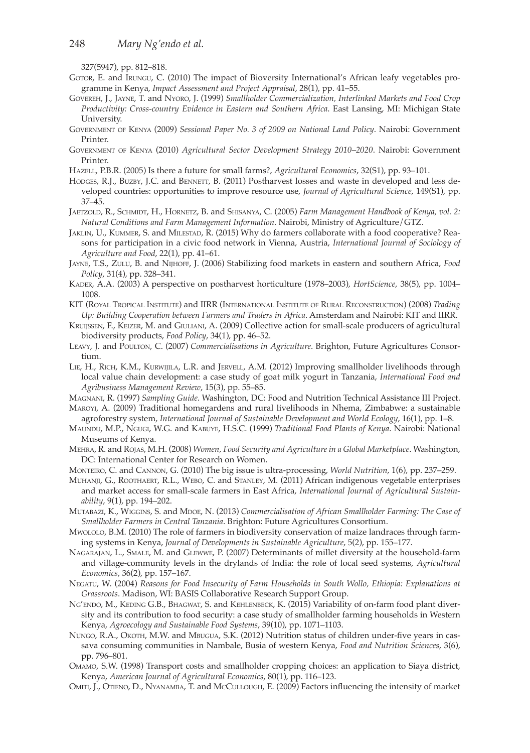327(5947), pp. 812–818.

Gotor, E. and Irungu, C. (2010) The impact of Bioversity International's African leafy vegetables programme in Kenya, *Impact Assessment and Project Appraisal*, 28(1), pp. 41–55.

Govereh, J., Jayne, T. and Nyoro, J. (1999) *Smallholder Commercialization, Interlinked Markets and Food Crop Productivity: Cross-country Evidence in Eastern and Southern Africa*. East Lansing, MI: Michigan State University.

Government of Kenya (2009) *Sessional Paper No. 3 of 2009 on National Land Policy*. Nairobi: Government Printer.

Government of Kenya (2010) *Agricultural Sector Development Strategy 2010–2020*. Nairobi: Government Printer.

Hazell, P.B.R. (2005) Is there a future for small farms?, *Agricultural Economics*, 32(S1), pp. 93–101.

Hodges, R.J., Buzby, J.C. and Bennett, B. (2011) Postharvest losses and waste in developed and less developed countries: opportunities to improve resource use, *Journal of Agricultural Science*, 149(S1), pp. 37–45.

Jaetzold, R., Schmidt, H., Hornetz, B. and Shisanya, C. (2005) *Farm Management Handbook of Kenya, vol. 2: Natural Conditions and Farm Management Information*. Nairobi, Ministry of Agriculture/GTZ.

Jaklin, U., Kummer, S. and Milestad, R. (2015) Why do farmers collaborate with a food cooperative? Reasons for participation in a civic food network in Vienna, Austria, *International Journal of Sociology of Agriculture and Food*, 22(1), pp. 41–61.

Jayne, T.S., Zulu, B. and Nijhoff, J. (2006) Stabilizing food markets in eastern and southern Africa, *Food Policy*, 31(4), pp. 328–341.

Kader, A.A. (2003) A perspective on postharvest horticulture (1978–2003), *HortScience*, 38(5), pp. 1004–1008.

KIT (Royal Tropical Institute) and IIRR (International Institute of Rural Reconstruction) (2008) *Trading Up: Building Cooperation between Farmers and Traders in Africa*. Amsterdam and Nairobi: KIT and IIRR.

Kruijssen, F., Keizer, M. and Giuliani, A. (2009) Collective action for small-scale producers of agricultural biodiversity products, *Food Policy*, 34(1), pp. 46–52.

Leavy, J. and Poulton, C. (2007) *Commercialisations in Agriculture*. Brighton, Future Agricultures Consortium.

Lie, H., Rich, K.M., Kurwijila, L.R. and Jervell, A.M. (2012) Improving smallholder livelihoods through local value chain development: a case study of goat milk yogurt in Tanzania, *International Food and Agribusiness Management Review*, 15(3), pp. 55–85.

Magnani, R. (1997) *Sampling Guide*. Washington, DC: Food and Nutrition Technical Assistance III Project.

Maroyi, A. (2009) Traditional homegardens and rural livelihoods in Nhema, Zimbabwe: a sustainable agroforestry system, *International Journal of Sustainable Development and World Ecology*, 16(1), pp. 1–8.

Maundu, M.P., Ngugi, W.G. and Kabuye, H.S.C. (1999) *Traditional Food Plants of Kenya*. Nairobi: National Museums of Kenya.

Mehra, R. and Rojas, M.H. (2008) *Women, Food Security and Agriculture in a Global Marketplace*. Washington, DC: International Center for Research on Women.

Monteiro, C. and Cannon, G. (2010) The big issue is ultra-processing, *World Nutrition*, 1(6), pp. 237–259.

Muhanji, G., Roothaert, R.L., Webo, C. and Stanley, M. (2011) African indigenous vegetable enterprises and market access for small-scale farmers in East Africa, *International Journal of Agricultural Sustainability*, 9(1), pp. 194–202.

Mutabazi, K., Wiggins, S. and Mdoe, N. (2013) *Commercialisation of African Smallholder Farming: The Case of Smallholder Farmers in Central Tanzania*. Brighton: Future Agricultures Consortium.

Mwololo, B.M. (2010) The role of farmers in biodiversity conservation of maize landraces through farming systems in Kenya, *Journal of Developments in Sustainable Agriculture*, 5(2), pp. 155–177.

Nagarajan, L., Smale, M. and Glewwe, P. (2007) Determinants of millet diversity at the household-farm and village-community levels in the drylands of India: the role of local seed systems, *Agricultural Economics*, 36(2), pp. 157–167.

Negatu, W. (2004) *Reasons for Food Insecurity of Farm Households in South Wollo, Ethiopia: Explanations at Grassroots*. Madison, WI: BASIS Collaborative Research Support Group.

Ng'endo, M., Keding G.B., Bhagwat, S. and Kehlenbeck, K. (2015) Variability of on-farm food plant diversity and its contribution to food security: a case study of smallholder farming households in Western Kenya, *Agroecology and Sustainable Food Systems*, 39(10), pp. 1071–1103.

Nungo, R.A., Okoth, M.W. and Mbugua, S.K. (2012) Nutrition status of children under-five years in cassava consuming communities in Nambale, Busia of western Kenya, *Food and Nutrition Sciences*, 3(6), pp. 796–801.

Omamo, S.W. (1998) Transport costs and smallholder cropping choices: an application to Siaya district, Kenya, *American Journal of Agricultural Economics*, 80(1), pp. 116–123.

Omiti, J., Otieno, D., Nyanamba, T. and McCullough, E. (2009) Factors influencing the intensity of market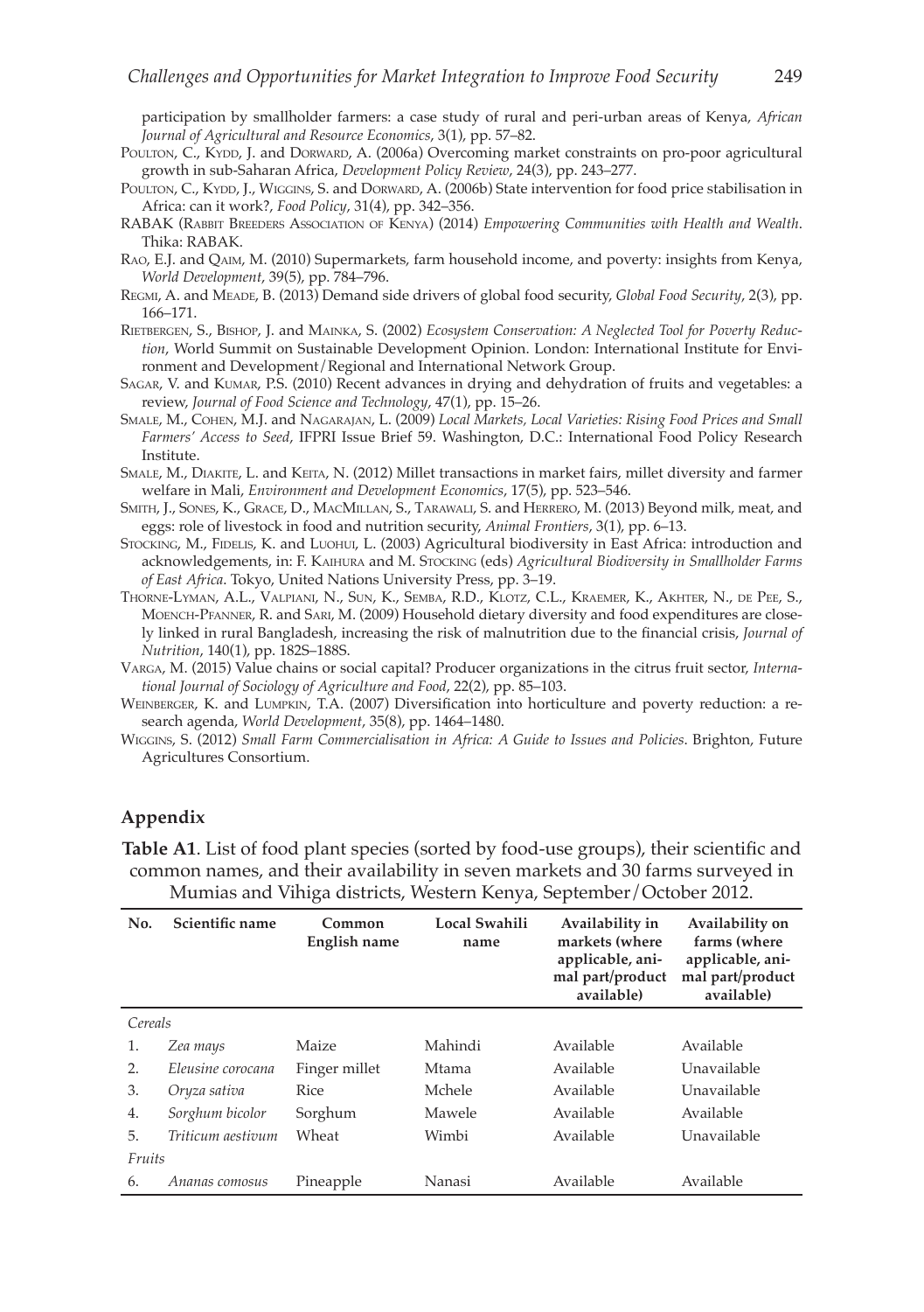participation by smallholder farmers: a case study of rural and peri-urban areas of Kenya, *African Journal of Agricultural and Resource Economics*, 3(1), pp. 57–82.

Poulton, C., Kydd, J. and Dorward, A. (2006a) Overcoming market constraints on pro-poor agricultural growth in sub-Saharan Africa, *Development Policy Review*, 24(3), pp. 243–277.

Poulton, C., Kydd, J., Wiggins, S. and Dorward, A. (2006b) State intervention for food price stabilisation in Africa: can it work?, *Food Policy*, 31(4), pp. 342–356.

RABAK (Rabbit Breeders Association of Kenya) (2014) *Empowering Communities with Health and Wealth*. Thika: RABAK.

Rao, E.J. and Qaim, M. (2010) Supermarkets, farm household income, and poverty: insights from Kenya, *World Development*, 39(5), pp. 784–796.

Regmi, A. and Meade, B. (2013) Demand side drivers of global food security, *Global Food Security*, 2(3), pp. 166–171.

Rietbergen, S., Bishop, J. and Mainka, S. (2002) *Ecosystem Conservation: A Neglected Tool for Poverty Reduction*, World Summit on Sustainable Development Opinion. London: International Institute for Environment and Development/Regional and International Network Group.

Sagar, V. and Kumar, P.S. (2010) Recent advances in drying and dehydration of fruits and vegetables: a review, *Journal of Food Science and Technology*, 47(1), pp. 15–26.

Smale, M., Cohen, M.J. and Nagarajan, L. (2009) *Local Markets, Local Varieties: Rising Food Prices and Small Farmers' Access to Seed*, IFPRI Issue Brief 59. Washington, D.C.: International Food Policy Research Institute.

Smale, M., Diakite, L. and Keita, N. (2012) Millet transactions in market fairs, millet diversity and farmer welfare in Mali, *Environment and Development Economics*, 17(5), pp. 523–546.

Smith, J., Sones, K., Grace, D., MacMillan, S., Tarawali, S. and Herrero, M. (2013) Beyond milk, meat, and eggs: role of livestock in food and nutrition security, *Animal Frontiers*, 3(1), pp. 6–13.

Stocking, M., Fidelis, K. and Luohui, L. (2003) Agricultural biodiversity in East Africa: introduction and acknowledgements, in: F. Kaihura and M. Stocking (eds) *Agricultural Biodiversity in Smallholder Farms of East Africa*. Tokyo, United Nations University Press, pp. 3–19.

Thorne-Lyman, A.L., Valpiani, N., Sun, K., Semba, R.D., Klotz, C.L., Kraemer, K., Akhter, N., de Pee, S., Moench-Pfanner, R. and Sari, M. (2009) Household dietary diversity and food expenditures are closely linked in rural Bangladesh, increasing the risk of malnutrition due to the financial crisis, *Journal of Nutrition*, 140(1), pp. 182S–188S.

Varga, M. (2015) Value chains or social capital? Producer organizations in the citrus fruit sector, *International Journal of Sociology of Agriculture and Food*, 22(2), pp. 85–103.

Weinberger, K. and Lumpkin, T.A. (2007) Diversification into horticulture and poverty reduction: a research agenda, *World Development*, 35(8), pp. 1464–1480.

Wiggins, S. (2012) *Small Farm Commercialisation in Africa: A Guide to Issues and Policies*. Brighton, Future Agricultures Consortium.

## Appendix

**Table A1**. List of food plant species (sorted by food-use groups), their scientific and common names, and their availability in seven markets and 30 farms surveyed in Mumias and Vihiga districts, Western Kenya, September/October 2012.

| No. | Scientific name | Common English name | Local Swahili name | Availability in markets (where applicable, animal part/product available) | Availability on farms (where applicable, animal part/product available) |
|---|---|---|---|---|---|
| *Cereals* | | | | | |
| 1. | *Zea mays* | Maize | Mahindi | Available | Available |
| 2. | *Eleusine corocana* | Finger millet | Mtama | Available | Unavailable |
| 3. | *Oryza sativa* | Rice | Mchele | Available | Unavailable |
| 4. | *Sorghum bicolor* | Sorghum | Mawele | Available | Available |
| 5. | *Triticum aestivum* | Wheat | Wimbi | Available | Unavailable |
| *Fruits* | | | | | |
| 6. | *Ananas comosus* | Pineapple | Nanasi | Available | Available |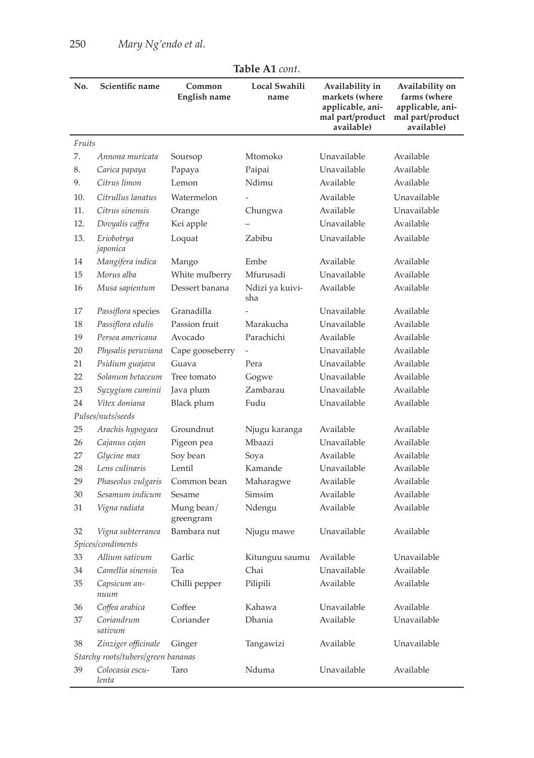**Table A1** *cont.*

| No. | Scientific name | Common English name | Local Swahili name | Availability in markets (where applicable, animal part/product available) | Availability on farms (where applicable, animal part/product available) |
|---|---|---|---|---|---|
| *Fruits* | | | | | |
| 7. | *Annona muricata* | Soursop | Mtomoko | Unavailable | Available |
| 8. | *Carica papaya* | Papaya | Paipai | Unavailable | Available |
| 9. | *Citrus limon* | Lemon | Ndimu | Available | Available |
| 10. | *Citrullus lanatus* | Watermelon | - | Available | Unavailable |
| 11. | *Citrus sinensis* | Orange | Chungwa | Available | Unavailable |
| 12. | *Dovyalis caffra* | Kei apple | – | Unavailable | Available |
| 13. | *Eriobotrya japonica* | Loquat | Zabibu | Unavailable | Available |
| 14 | *Mangifera indica* | Mango | Embe | Available | Available |
| 15 | *Morus alba* | White mulberry | Mfurusadi | Unavailable | Available |
| 16 | *Musa sapientum* | Dessert banana | Ndizi ya kuivisha | Available | Available |
| 17 | *Passiflora* species | Granadilla | - | Unavailable | Available |
| 18 | *Passiflora edulis* | Passion fruit | Marakucha | Unavailable | Available |
| 19 | *Persea americana* | Avocado | Parachichi | Available | Available |
| 20 | *Physalis peruviana* | Cape gooseberry | - | Unavailable | Available |
| 21 | *Psidium guajava* | Guava | Pera | Unavailable | Available |
| 22 | *Solanum betaceum* | Tree tomato | Gogwe | Unavailable | Available |
| 23 | *Syzygium cuminii* | Java plum | Zambarau | Unavailable | Available |
| 24 | *Vitex doniana* | Black plum | Fudu | Unavailable | Available |
| *Pulses/nuts/seeds* | | | | | |
| 25 | *Arachis hypogaea* | Groundnut | Njugu karanga | Available | Available |
| 26 | *Cajanus cajan* | Pigeon pea | Mbaazi | Unavailable | Available |
| 27 | *Glycine max* | Soy bean | Soya | Available | Available |
| 28 | *Lens culinaris* | Lentil | Kamande | Unavailable | Available |
| 29 | *Phaseolus vulgaris* | Common bean | Maharagwe | Available | Available |
| 30 | *Sesamum indicum* | Sesame | Simsim | Available | Available |
| 31 | *Vigna radiata* | Mung bean/ greengram | Ndengu | Available | Available |
| 32 | *Vigna subterranea* | Bambara nut | Njugu mawe | Unavailable | Available |
| *Spices/condiments* | | | | | |
| 33 | *Allium sativum* | Garlic | Kitunguu saumu | Available | Unavailable |
| 34 | *Camellia sinensis* | Tea | Chai | Unavailable | Available |
| 35 | *Capsicum annuum* | Chilli pepper | Pilipili | Available | Available |
| 36 | *Coffea arabica* | Coffee | Kahawa | Unavailable | Available |
| 37 | *Coriandrum sativum* | Coriander | Dhania | Available | Unavailable |
| 38 | *Zinziger officinale* | Ginger | Tangawizi | Available | Unavailable |
| *Starchy roots/tubers/green bananas* | | | | | |
| 39 | *Colocasia esculenta* | Taro | Nduma | Unavailable | Available |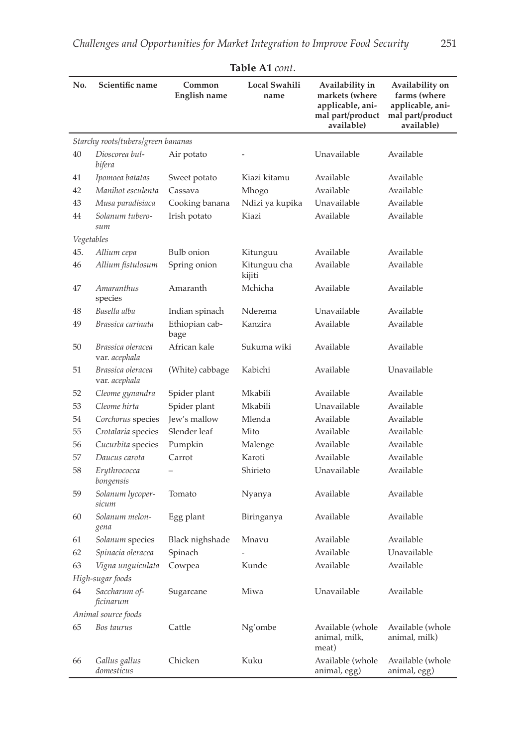**Table A1** *cont.*

| No. | Scientific name | Common English name | Local Swahili name | Availability in markets (where applicable, animal part/product available) | Availability on farms (where applicable, animal part/product available) |
|---|---|---|---|---|---|
| *Starchy roots/tubers/green bananas* | | | | | |
| 40 | *Dioscorea bulbifera* | Air potato | - | Unavailable | Available |
| 41 | *Ipomoea batatas* | Sweet potato | Kiazi kitamu | Available | Available |
| 42 | *Manihot esculenta* | Cassava | Mhogo | Available | Available |
| 43 | *Musa paradisiaca* | Cooking banana | Ndizi ya kupika | Unavailable | Available |
| 44 | *Solanum tuberosum* | Irish potato | Kiazi | Available | Available |
| *Vegetables* | | | | | |
| 45. | *Allium cepa* | Bulb onion | Kitunguu | Available | Available |
| 46 | *Allium fistulosum* | Spring onion | Kitunguu cha kijiti | Available | Available |
| 47 | *Amaranthus* species | Amaranth | Mchicha | Available | Available |
| 48 | *Basella alba* | Indian spinach | Nderema | Unavailable | Available |
| 49 | *Brassica carinata* | Ethiopian cabbage | Kanzira | Available | Available |
| 50 | *Brassica oleracea* var. *acephala* | African kale | Sukuma wiki | Available | Available |
| 51 | *Brassica oleracea* var. *acephala* | (White) cabbage | Kabichi | Available | Unavailable |
| 52 | *Cleome gynandra* | Spider plant | Mkabili | Available | Available |
| 53 | *Cleome hirta* | Spider plant | Mkabili | Unavailable | Available |
| 54 | *Corchorus* species | Jew's mallow | Mlenda | Available | Available |
| 55 | *Crotalaria* species | Slender leaf | Mito | Available | Available |
| 56 | *Cucurbita* species | Pumpkin | Malenge | Available | Available |
| 57 | *Daucus carota* | Carrot | Karoti | Available | Available |
| 58 | *Erythrococca bongensis* | – | Shirieto | Unavailable | Available |
| 59 | *Solanum lycopersicum* | Tomato | Nyanya | Available | Available |
| 60 | *Solanum melongena* | Egg plant | Biringanya | Available | Available |
| 61 | *Solanum* species | Black nighshade | Mnavu | Available | Available |
| 62 | *Spinacia oleracea* | Spinach | - | Available | Unavailable |
| 63 | *Vigna unguiculata* | Cowpea | Kunde | Available | Available |
| *High-sugar foods* | | | | | |
| 64 | *Saccharum officinarum* | Sugarcane | Miwa | Unavailable | Available |
| *Animal source foods* | | | | | |
| 65 | *Bos taurus* | Cattle | Ng'ombe | Available (whole animal, milk, meat) | Available (whole animal, milk) |
| 66 | *Gallus gallus domesticus* | Chicken | Kuku | Available (whole animal, egg) | Available (whole animal, egg) |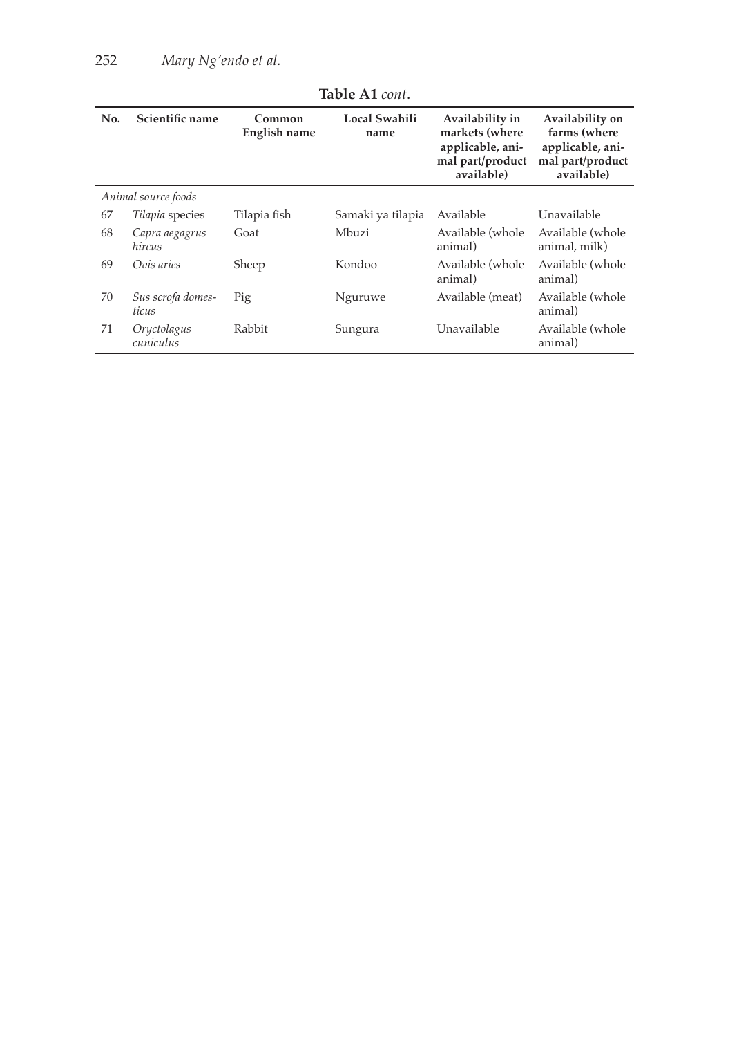**Table A1** *cont.*

| No. | Scientific name | Common English name | Local Swahili name | Availability in markets (where applicable, animal part/product available) | Availability on farms (where applicable, animal part/product available) |
|---|---|---|---|---|---|
| *Animal source foods* | | | | | |
| 67 | *Tilapia* species | Tilapia fish | Samaki ya tilapia | Available | Unavailable |
| 68 | *Capra aegagrus hircus* | Goat | Mbuzi | Available (whole animal) | Available (whole animal, milk) |
| 69 | *Ovis aries* | Sheep | Kondoo | Available (whole animal) | Available (whole animal) |
| 70 | *Sus scrofa domesticus* | Pig | Nguruwe | Available (meat) | Available (whole animal) |
| 71 | *Oryctolagus cuniculus* | Rabbit | Sungura | Unavailable | Available (whole animal) |